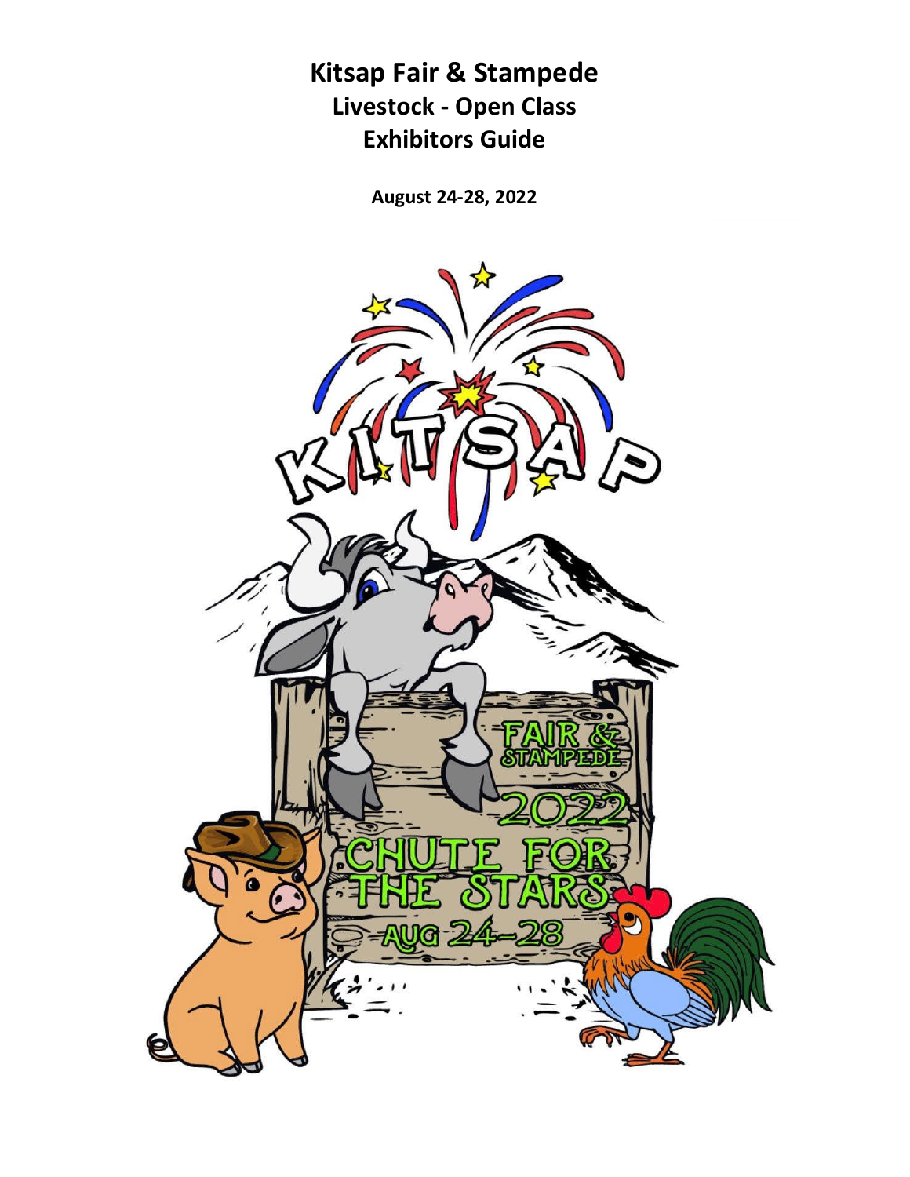# Kitsap Fair & Stampede

## Livestock - Open Class

## Exhibitors Guide

**August 24-28, 2022**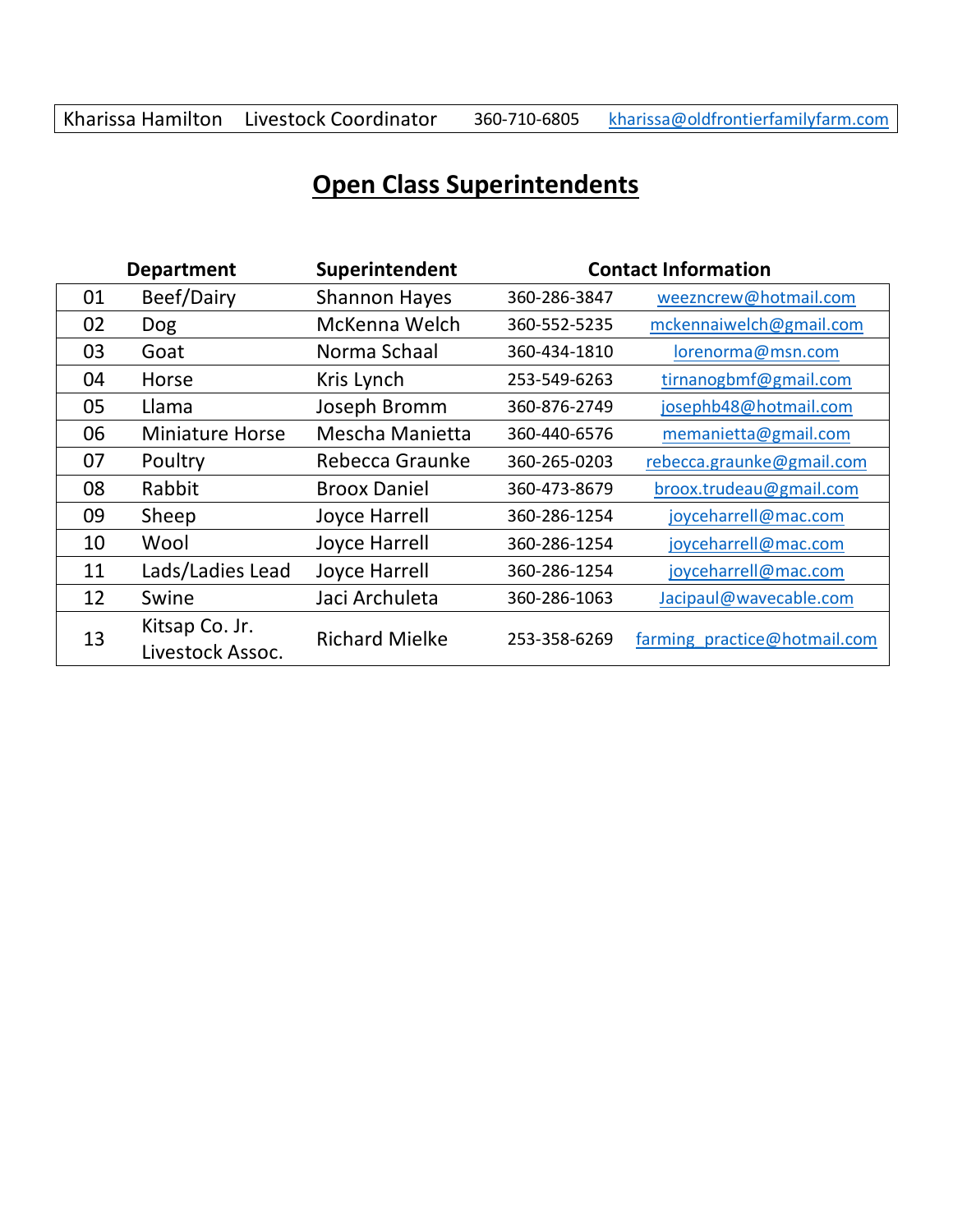| Kharissa Hamilton | Livestock Coordinator | 360-710-6805 | kharissa@oldfrontierfamilyfarm.com |
|---|---|---|---|

## Open Class Superintendents

| | Department | Superintendent | Contact Information | |
|---|---|---|---|---|
| 01 | Beef/Dairy | Shannon Hayes | 360-286-3847 | weezncrew@hotmail.com |
| 02 | Dog | McKenna Welch | 360-552-5235 | mckennaiwelch@gmail.com |
| 03 | Goat | Norma Schaal | 360-434-1810 | lorenorma@msn.com |
| 04 | Horse | Kris Lynch | 253-549-6263 | tirnanogbmf@gmail.com |
| 05 | Llama | Joseph Bromm | 360-876-2749 | josephb48@hotmail.com |
| 06 | Miniature Horse | Mescha Manietta | 360-440-6576 | memanietta@gmail.com |
| 07 | Poultry | Rebecca Graunke | 360-265-0203 | rebecca.graunke@gmail.com |
| 08 | Rabbit | Broox Daniel | 360-473-8679 | broox.trudeau@gmail.com |
| 09 | Sheep | Joyce Harrell | 360-286-1254 | joyceharrell@mac.com |
| 10 | Wool | Joyce Harrell | 360-286-1254 | joyceharrell@mac.com |
| 11 | Lads/Ladies Lead | Joyce Harrell | 360-286-1254 | joyceharrell@mac.com |
| 12 | Swine | Jaci Archuleta | 360-286-1063 | Jacipaul@wavecable.com |
| 13 | Kitsap Co. Jr. Livestock Assoc. | Richard Mielke | 253-358-6269 | farming_practice@hotmail.com |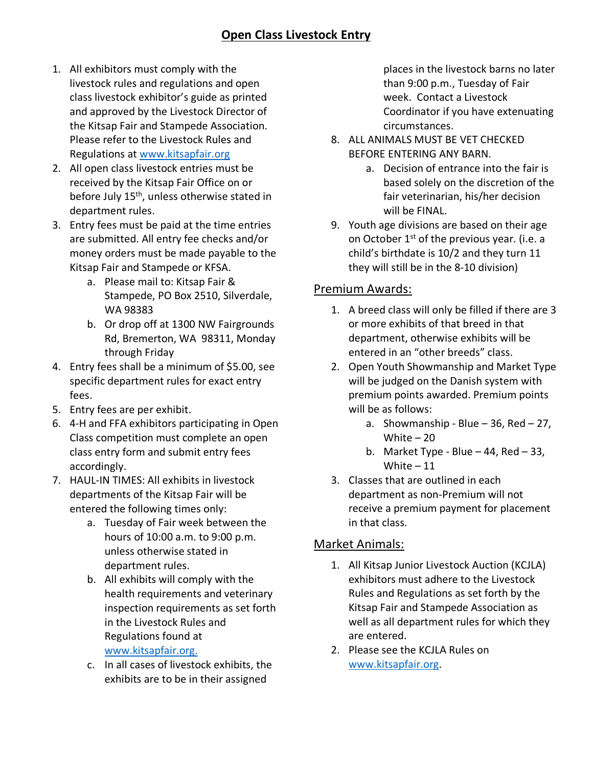# Open Class Livestock Entry

1. All exhibitors must comply with the livestock rules and regulations and open class livestock exhibitor's guide as printed and approved by the Livestock Director of the Kitsap Fair and Stampede Association. Please refer to the Livestock Rules and Regulations at www.kitsapfair.org
2. All open class livestock entries must be received by the Kitsap Fair Office on or before July 15th, unless otherwise stated in department rules.
3. Entry fees must be paid at the time entries are submitted. All entry fee checks and/or money orders must be made payable to the Kitsap Fair and Stampede or KFSA.
    a. Please mail to: Kitsap Fair & Stampede, PO Box 2510, Silverdale, WA 98383
    b. Or drop off at 1300 NW Fairgrounds Rd, Bremerton, WA 98311, Monday through Friday
4. Entry fees shall be a minimum of $5.00, see specific department rules for exact entry fees.
5. Entry fees are per exhibit.
6. 4-H and FFA exhibitors participating in Open Class competition must complete an open class entry form and submit entry fees accordingly.
7. HAUL-IN TIMES: All exhibits in livestock departments of the Kitsap Fair will be entered the following times only:
    a. Tuesday of Fair week between the hours of 10:00 a.m. to 9:00 p.m. unless otherwise stated in department rules.
    b. All exhibits will comply with the health requirements and veterinary inspection requirements as set forth in the Livestock Rules and Regulations found at www.kitsapfair.org.
    c. In all cases of livestock exhibits, the exhibits are to be in their assigned places in the livestock barns no later than 9:00 p.m., Tuesday of Fair week. Contact a Livestock Coordinator if you have extenuating circumstances.
8. ALL ANIMALS MUST BE VET CHECKED BEFORE ENTERING ANY BARN.
    a. Decision of entrance into the fair is based solely on the discretion of the fair veterinarian, his/her decision will be FINAL.
9. Youth age divisions are based on their age on October 1st of the previous year. (i.e. a child's birthdate is 10/2 and they turn 11 they will still be in the 8-10 division)

## Premium Awards:

1. A breed class will only be filled if there are 3 or more exhibits of that breed in that department, otherwise exhibits will be entered in an "other breeds" class.
2. Open Youth Showmanship and Market Type will be judged on the Danish system with premium points awarded. Premium points will be as follows:
    a. Showmanship - Blue – 36, Red – 27, White – 20
    b. Market Type - Blue – 44, Red – 33, White – 11
3. Classes that are outlined in each department as non-Premium will not receive a premium payment for placement in that class.

## Market Animals:

1. All Kitsap Junior Livestock Auction (KCJLA) exhibitors must adhere to the Livestock Rules and Regulations as set forth by the Kitsap Fair and Stampede Association as well as all department rules for which they are entered.
2. Please see the KCJLA Rules on www.kitsapfair.org.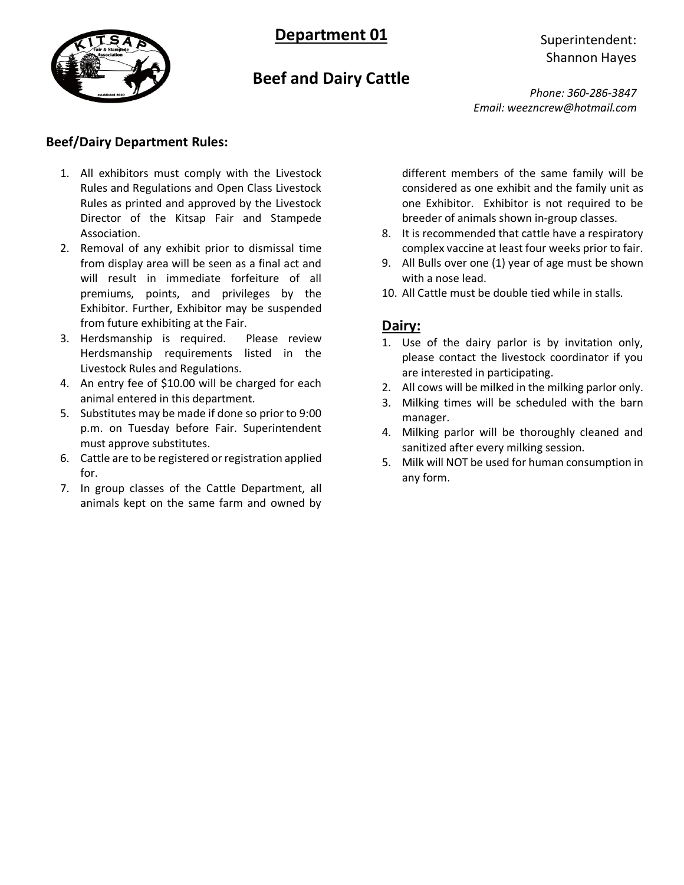# Department 01

## Beef and Dairy Cattle

Superintendent:
Shannon Hayes

*Phone: 360-286-3847*
*Email: weezncrew@hotmail.com*

### Beef/Dairy Department Rules:

1. All exhibitors must comply with the Livestock Rules and Regulations and Open Class Livestock Rules as printed and approved by the Livestock Director of the Kitsap Fair and Stampede Association.
2. Removal of any exhibit prior to dismissal time from display area will be seen as a final act and will result in immediate forfeiture of all premiums, points, and privileges by the Exhibitor. Further, Exhibitor may be suspended from future exhibiting at the Fair.
3. Herdsmanship is required. Please review Herdsmanship requirements listed in the Livestock Rules and Regulations.
4. An entry fee of $10.00 will be charged for each animal entered in this department.
5. Substitutes may be made if done so prior to 9:00 p.m. on Tuesday before Fair. Superintendent must approve substitutes.
6. Cattle are to be registered or registration applied for.
7. In group classes of the Cattle Department, all animals kept on the same farm and owned by different members of the same family will be considered as one exhibit and the family unit as one Exhibitor. Exhibitor is not required to be breeder of animals shown in-group classes.
8. It is recommended that cattle have a respiratory complex vaccine at least four weeks prior to fair.
9. All Bulls over one (1) year of age must be shown with a nose lead.
10. All Cattle must be double tied while in stalls.

## Dairy:

1. Use of the dairy parlor is by invitation only, please contact the livestock coordinator if you are interested in participating.
2. All cows will be milked in the milking parlor only.
3. Milking times will be scheduled with the barn manager.
4. Milking parlor will be thoroughly cleaned and sanitized after every milking session.
5. Milk will NOT be used for human consumption in any form.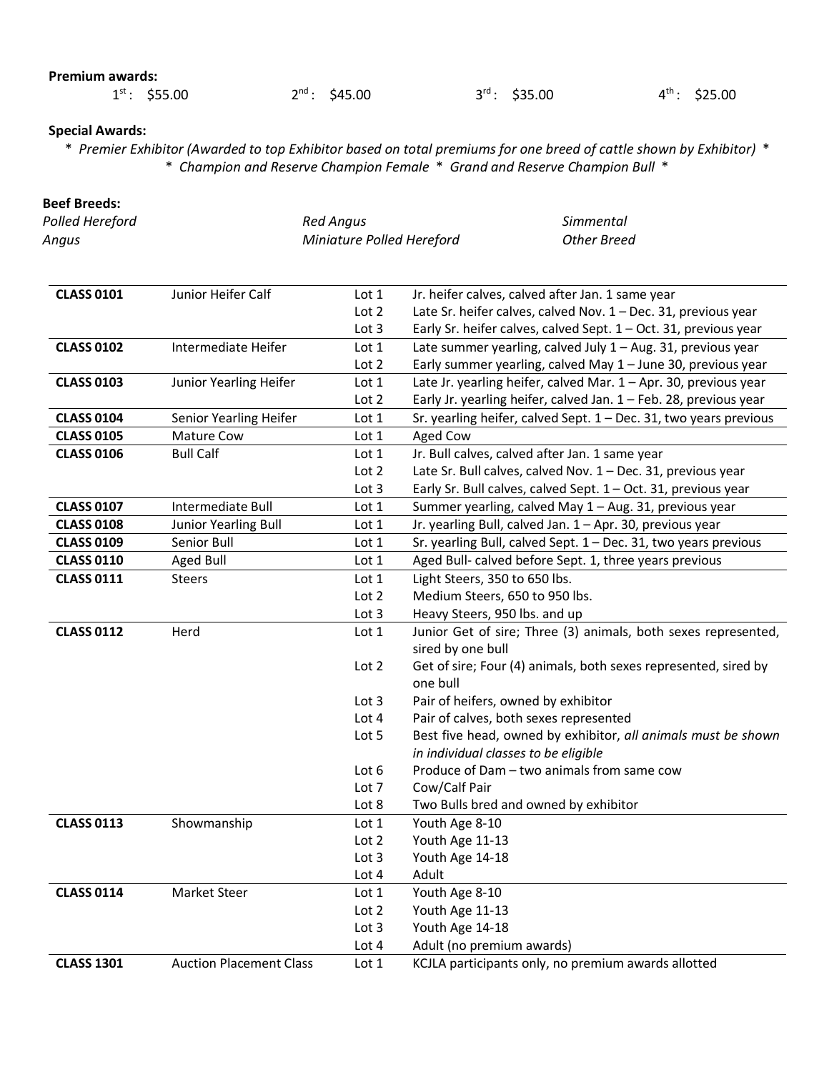**Premium awards:**

1st: $55.00 2nd: $45.00 3rd: $35.00 4th: $25.00

**Special Awards:**

\* *Premier Exhibitor (Awarded to top Exhibitor based on total premiums for one breed of cattle shown by Exhibitor)* \*
\* *Champion and Reserve Champion Female* \* *Grand and Reserve Champion Bull* \*

**Beef Breeds:**

*Polled Hereford* *Red Angus* *Simmental*
*Angus* *Miniature Polled Hereford* *Other Breed*

| Class | Name | Lot | Description |
|---|---|---|---|
| **CLASS 0101** | Junior Heifer Calf | Lot 1 | Jr. heifer calves, calved after Jan. 1 same year |
| | | Lot 2 | Late Sr. heifer calves, calved Nov. 1 – Dec. 31, previous year |
| | | Lot 3 | Early Sr. heifer calves, calved Sept. 1 – Oct. 31, previous year |
| **CLASS 0102** | Intermediate Heifer | Lot 1 | Late summer yearling, calved July 1 – Aug. 31, previous year |
| | | Lot 2 | Early summer yearling, calved May 1 – June 30, previous year |
| **CLASS 0103** | Junior Yearling Heifer | Lot 1 | Late Jr. yearling heifer, calved Mar. 1 – Apr. 30, previous year |
| | | Lot 2 | Early Jr. yearling heifer, calved Jan. 1 – Feb. 28, previous year |
| **CLASS 0104** | Senior Yearling Heifer | Lot 1 | Sr. yearling heifer, calved Sept. 1 – Dec. 31, two years previous |
| **CLASS 0105** | Mature Cow | Lot 1 | Aged Cow |
| **CLASS 0106** | Bull Calf | Lot 1 | Jr. Bull calves, calved after Jan. 1 same year |
| | | Lot 2 | Late Sr. Bull calves, calved Nov. 1 – Dec. 31, previous year |
| | | Lot 3 | Early Sr. Bull calves, calved Sept. 1 – Oct. 31, previous year |
| **CLASS 0107** | Intermediate Bull | Lot 1 | Summer yearling, calved May 1 – Aug. 31, previous year |
| **CLASS 0108** | Junior Yearling Bull | Lot 1 | Jr. yearling Bull, calved Jan. 1 – Apr. 30, previous year |
| **CLASS 0109** | Senior Bull | Lot 1 | Sr. yearling Bull, calved Sept. 1 – Dec. 31, two years previous |
| **CLASS 0110** | Aged Bull | Lot 1 | Aged Bull- calved before Sept. 1, three years previous |
| **CLASS 0111** | Steers | Lot 1 | Light Steers, 350 to 650 lbs. |
| | | Lot 2 | Medium Steers, 650 to 950 lbs. |
| | | Lot 3 | Heavy Steers, 950 lbs. and up |
| **CLASS 0112** | Herd | Lot 1 | Junior Get of sire; Three (3) animals, both sexes represented, sired by one bull |
| | | Lot 2 | Get of sire; Four (4) animals, both sexes represented, sired by one bull |
| | | Lot 3 | Pair of heifers, owned by exhibitor |
| | | Lot 4 | Pair of calves, both sexes represented |
| | | Lot 5 | Best five head, owned by exhibitor, *all animals must be shown in individual classes to be eligible* |
| | | Lot 6 | Produce of Dam – two animals from same cow |
| | | Lot 7 | Cow/Calf Pair |
| | | Lot 8 | Two Bulls bred and owned by exhibitor |
| **CLASS 0113** | Showmanship | Lot 1 | Youth Age 8-10 |
| | | Lot 2 | Youth Age 11-13 |
| | | Lot 3 | Youth Age 14-18 |
| | | Lot 4 | Adult |
| **CLASS 0114** | Market Steer | Lot 1 | Youth Age 8-10 |
| | | Lot 2 | Youth Age 11-13 |
| | | Lot 3 | Youth Age 14-18 |
| | | Lot 4 | Adult (no premium awards) |
| **CLASS 1301** | Auction Placement Class | Lot 1 | KCJLA participants only, no premium awards allotted |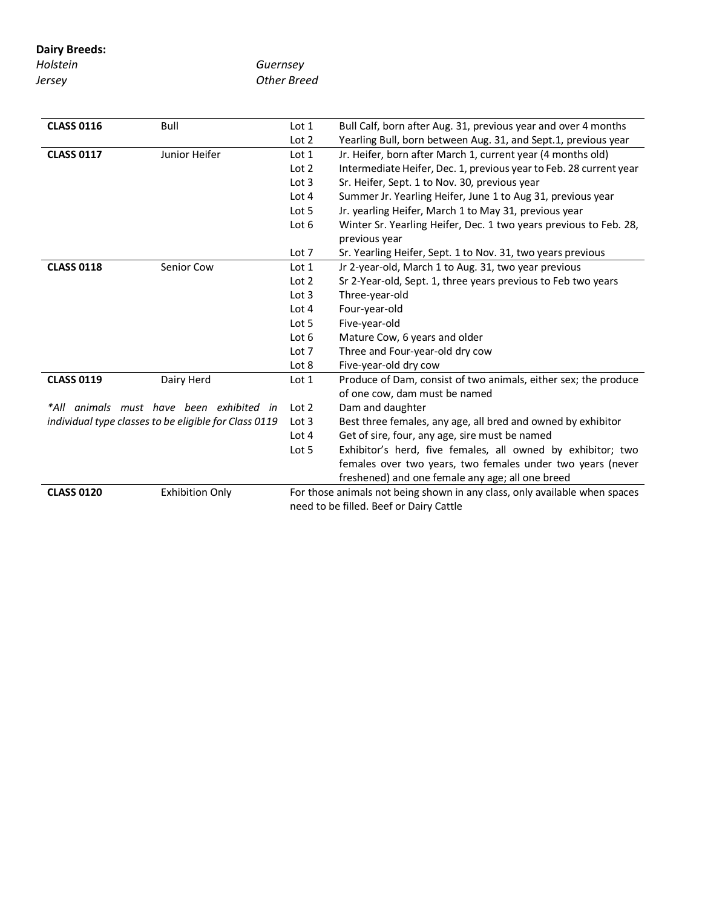**Dairy Breeds:**

| | |
|---|---|
| *Holstein* | *Guernsey* |
| *Jersey* | *Other Breed* |

| Class | Name | Lot | Description |
|---|---|---|---|
| **CLASS 0116** | Bull | Lot 1 | Bull Calf, born after Aug. 31, previous year and over 4 months |
| | | Lot 2 | Yearling Bull, born between Aug. 31, and Sept.1, previous year |
| **CLASS 0117** | Junior Heifer | Lot 1 | Jr. Heifer, born after March 1, current year (4 months old) |
| | | Lot 2 | Intermediate Heifer, Dec. 1, previous year to Feb. 28 current year |
| | | Lot 3 | Sr. Heifer, Sept. 1 to Nov. 30, previous year |
| | | Lot 4 | Summer Jr. Yearling Heifer, June 1 to Aug 31, previous year |
| | | Lot 5 | Jr. yearling Heifer, March 1 to May 31, previous year |
| | | Lot 6 | Winter Sr. Yearling Heifer, Dec. 1 two years previous to Feb. 28, previous year |
| | | Lot 7 | Sr. Yearling Heifer, Sept. 1 to Nov. 31, two years previous |
| **CLASS 0118** | Senior Cow | Lot 1 | Jr 2-year-old, March 1 to Aug. 31, two year previous |
| | | Lot 2 | Sr 2-Year-old, Sept. 1, three years previous to Feb two years |
| | | Lot 3 | Three-year-old |
| | | Lot 4 | Four-year-old |
| | | Lot 5 | Five-year-old |
| | | Lot 6 | Mature Cow, 6 years and older |
| | | Lot 7 | Three and Four-year-old dry cow |
| | | Lot 8 | Five-year-old dry cow |
| **CLASS 0119** | Dairy Herd | Lot 1 | Produce of Dam, consist of two animals, either sex; the produce of one cow, dam must be named |
| *\*All animals must have been exhibited in individual type classes to be eligible for Class 0119* | | Lot 2 | Dam and daughter |
| | | Lot 3 | Best three females, any age, all bred and owned by exhibitor |
| | | Lot 4 | Get of sire, four, any age, sire must be named |
| | | Lot 5 | Exhibitor's herd, five females, all owned by exhibitor; two females over two years, two females under two years (never freshened) and one female any age; all one breed |
| **CLASS 0120** | Exhibition Only | | For those animals not being shown in any class, only available when spaces need to be filled. Beef or Dairy Cattle |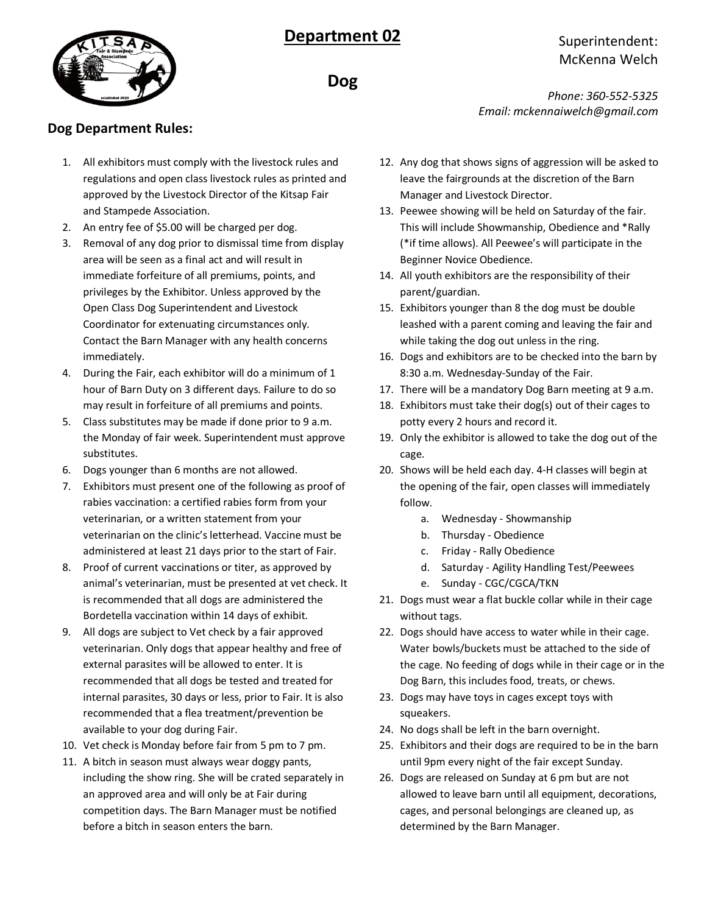# Department 02

# Dog

Superintendent:
McKenna Welch

*Phone: 360-552-5325*
*Email: mckennaiwelch@gmail.com*

## Dog Department Rules:

1. All exhibitors must comply with the livestock rules and regulations and open class livestock rules as printed and approved by the Livestock Director of the Kitsap Fair and Stampede Association.
2. An entry fee of $5.00 will be charged per dog.
3. Removal of any dog prior to dismissal time from display area will be seen as a final act and will result in immediate forfeiture of all premiums, points, and privileges by the Exhibitor. Unless approved by the Open Class Dog Superintendent and Livestock Coordinator for extenuating circumstances only. Contact the Barn Manager with any health concerns immediately.
4. During the Fair, each exhibitor will do a minimum of 1 hour of Barn Duty on 3 different days. Failure to do so may result in forfeiture of all premiums and points.
5. Class substitutes may be made if done prior to 9 a.m. the Monday of fair week. Superintendent must approve substitutes.
6. Dogs younger than 6 months are not allowed.
7. Exhibitors must present one of the following as proof of rabies vaccination: a certified rabies form from your veterinarian, or a written statement from your veterinarian on the clinic's letterhead. Vaccine must be administered at least 21 days prior to the start of Fair.
8. Proof of current vaccinations or titer, as approved by animal's veterinarian, must be presented at vet check. It is recommended that all dogs are administered the Bordetella vaccination within 14 days of exhibit.
9. All dogs are subject to Vet check by a fair approved veterinarian. Only dogs that appear healthy and free of external parasites will be allowed to enter. It is recommended that all dogs be tested and treated for internal parasites, 30 days or less, prior to Fair. It is also recommended that a flea treatment/prevention be available to your dog during Fair.
10. Vet check is Monday before fair from 5 pm to 7 pm.
11. A bitch in season must always wear doggy pants, including the show ring. She will be crated separately in an approved area and will only be at Fair during competition days. The Barn Manager must be notified before a bitch in season enters the barn.
12. Any dog that shows signs of aggression will be asked to leave the fairgrounds at the discretion of the Barn Manager and Livestock Director.
13. Peewee showing will be held on Saturday of the fair. This will include Showmanship, Obedience and *Rally (*if time allows). All Peewee's will participate in the Beginner Novice Obedience.
14. All youth exhibitors are the responsibility of their parent/guardian.
15. Exhibitors younger than 8 the dog must be double leashed with a parent coming and leaving the fair and while taking the dog out unless in the ring.
16. Dogs and exhibitors are to be checked into the barn by 8:30 a.m. Wednesday-Sunday of the Fair.
17. There will be a mandatory Dog Barn meeting at 9 a.m.
18. Exhibitors must take their dog(s) out of their cages to potty every 2 hours and record it.
19. Only the exhibitor is allowed to take the dog out of the cage.
20. Shows will be held each day. 4-H classes will begin at the opening of the fair, open classes will immediately follow.
    a. Wednesday - Showmanship
    b. Thursday - Obedience
    c. Friday - Rally Obedience
    d. Saturday - Agility Handling Test/Peewees
    e. Sunday - CGC/CGCA/TKN
21. Dogs must wear a flat buckle collar while in their cage without tags.
22. Dogs should have access to water while in their cage. Water bowls/buckets must be attached to the side of the cage. No feeding of dogs while in their cage or in the Dog Barn, this includes food, treats, or chews.
23. Dogs may have toys in cages except toys with squeakers.
24. No dogs shall be left in the barn overnight.
25. Exhibitors and their dogs are required to be in the barn until 9pm every night of the fair except Sunday.
26. Dogs are released on Sunday at 6 pm but are not allowed to leave barn until all equipment, decorations, cages, and personal belongings are cleaned up, as determined by the Barn Manager.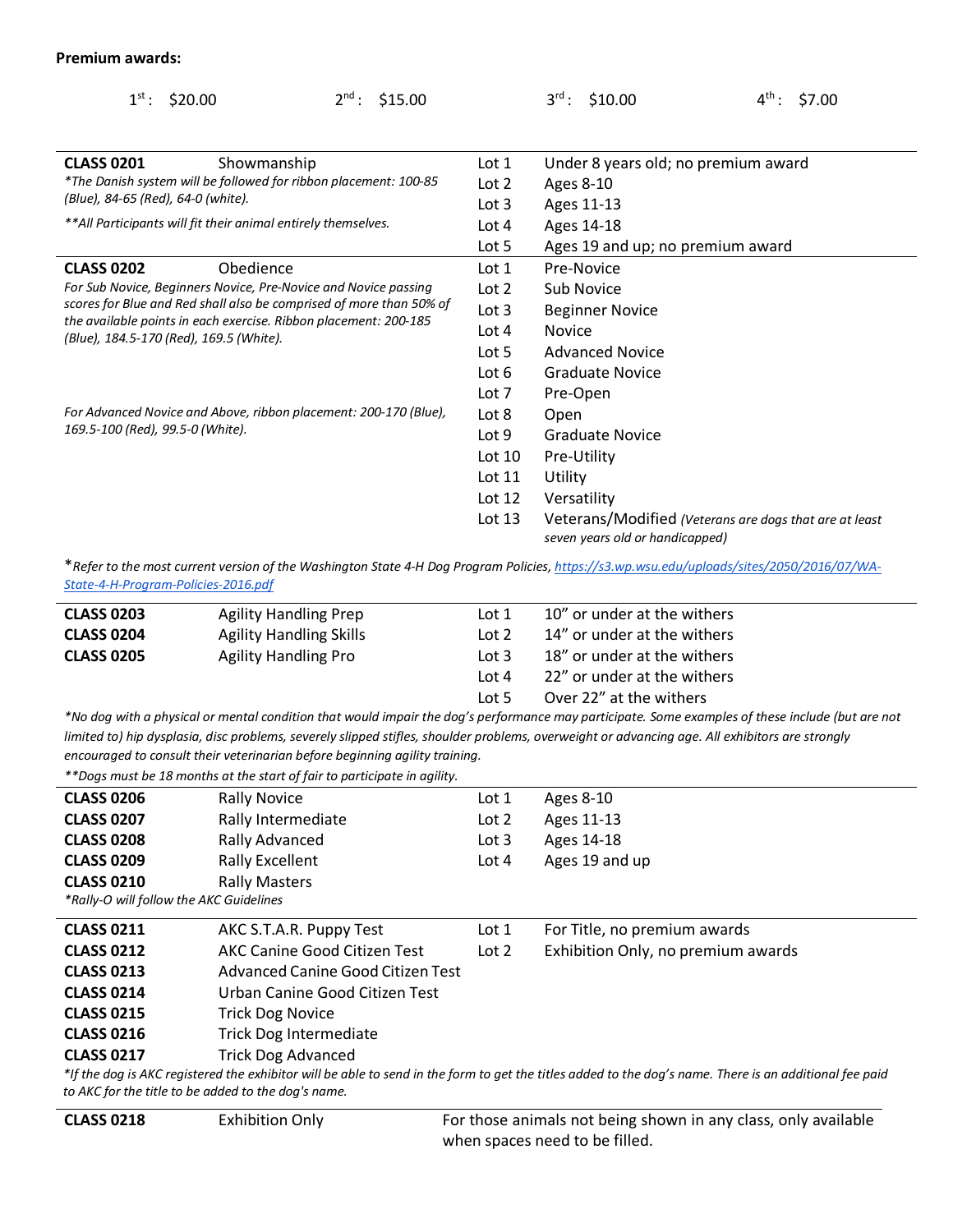**Premium awards:**

| 1st: $20.00 | 2nd: $15.00 | 3rd: $10.00 | 4th: $7.00 |
|---|---|---|---|

| Class | Name | Lot | Description |
|---|---|---|---|
| **CLASS 0201** | Showmanship | Lot 1 | Under 8 years old; no premium award |
| *The Danish system will be followed for ribbon placement: 100-85 (Blue), 84-65 (Red), 64-0 (white).* | | Lot 2 | Ages 8-10 |
| ***All Participants will fit their animal entirely themselves.* | | Lot 3 | Ages 11-13 |
| | | Lot 4 | Ages 14-18 |
| | | Lot 5 | Ages 19 and up; no premium award |
| **CLASS 0202** | Obedience | Lot 1 | Pre-Novice |
| *For Sub Novice, Beginners Novice, Pre-Novice and Novice passing scores for Blue and Red shall also be comprised of more than 50% of the available points in each exercise. Ribbon placement: 200-185 (Blue), 184.5-170 (Red), 169.5 (White).* | | Lot 2 | Sub Novice |
| | | Lot 3 | Beginner Novice |
| | | Lot 4 | Novice |
| | | Lot 5 | Advanced Novice |
| | | Lot 6 | Graduate Novice |
| | | Lot 7 | Pre-Open |
| *For Advanced Novice and Above, ribbon placement: 200-170 (Blue), 169.5-100 (Red), 99.5-0 (White).* | | Lot 8 | Open |
| | | Lot 9 | Graduate Novice |
| | | Lot 10 | Pre-Utility |
| | | Lot 11 | Utility |
| | | Lot 12 | Versatility |
| | | Lot 13 | Veterans/Modified *(Veterans are dogs that are at least seven years old or handicapped)* |

**Refer to the most current version of the Washington State 4-H Dog Program Policies, [https://s3.wp.wsu.edu/uploads/sites/2050/2016/07/WA-State-4-H-Program-Policies-2016.pdf](https://s3.wp.wsu.edu/uploads/sites/2050/2016/07/WA-State-4-H-Program-Policies-2016.pdf)*

| Class | Name | Lot | Description |
|---|---|---|---|
| **CLASS 0203** | Agility Handling Prep | Lot 1 | 10" or under at the withers |
| **CLASS 0204** | Agility Handling Skills | Lot 2 | 14" or under at the withers |
| **CLASS 0205** | Agility Handling Pro | Lot 3 | 18" or under at the withers |
| | | Lot 4 | 22" or under at the withers |
| | | Lot 5 | Over 22" at the withers |

**No dog with a physical or mental condition that would impair the dog's performance may participate. Some examples of these include (but are not limited to) hip dysplasia, disc problems, severely slipped stifles, shoulder problems, overweight or advancing age. All exhibitors are strongly encouraged to consult their veterinarian before beginning agility training.*

***Dogs must be 18 months at the start of fair to participate in agility.*

| Class | Name | Lot | Description |
|---|---|---|---|
| **CLASS 0206** | Rally Novice | Lot 1 | Ages 8-10 |
| **CLASS 0207** | Rally Intermediate | Lot 2 | Ages 11-13 |
| **CLASS 0208** | Rally Advanced | Lot 3 | Ages 14-18 |
| **CLASS 0209** | Rally Excellent | Lot 4 | Ages 19 and up |
| **CLASS 0210** | Rally Masters | | |

**Rally-O will follow the AKC Guidelines*

| Class | Name | Lot | Description |
|---|---|---|---|
| **CLASS 0211** | AKC S.T.A.R. Puppy Test | Lot 1 | For Title, no premium awards |
| **CLASS 0212** | AKC Canine Good Citizen Test | Lot 2 | Exhibition Only, no premium awards |
| **CLASS 0213** | Advanced Canine Good Citizen Test | | |
| **CLASS 0214** | Urban Canine Good Citizen Test | | |
| **CLASS 0215** | Trick Dog Novice | | |
| **CLASS 0216** | Trick Dog Intermediate | | |
| **CLASS 0217** | Trick Dog Advanced | | |

**If the dog is AKC registered the exhibitor will be able to send in the form to get the titles added to the dog's name. There is an additional fee paid to AKC for the title to be added to the dog's name.*

| Class | Name | Description |
|---|---|---|
| **CLASS 0218** | Exhibition Only | For those animals not being shown in any class, only available when spaces need to be filled. |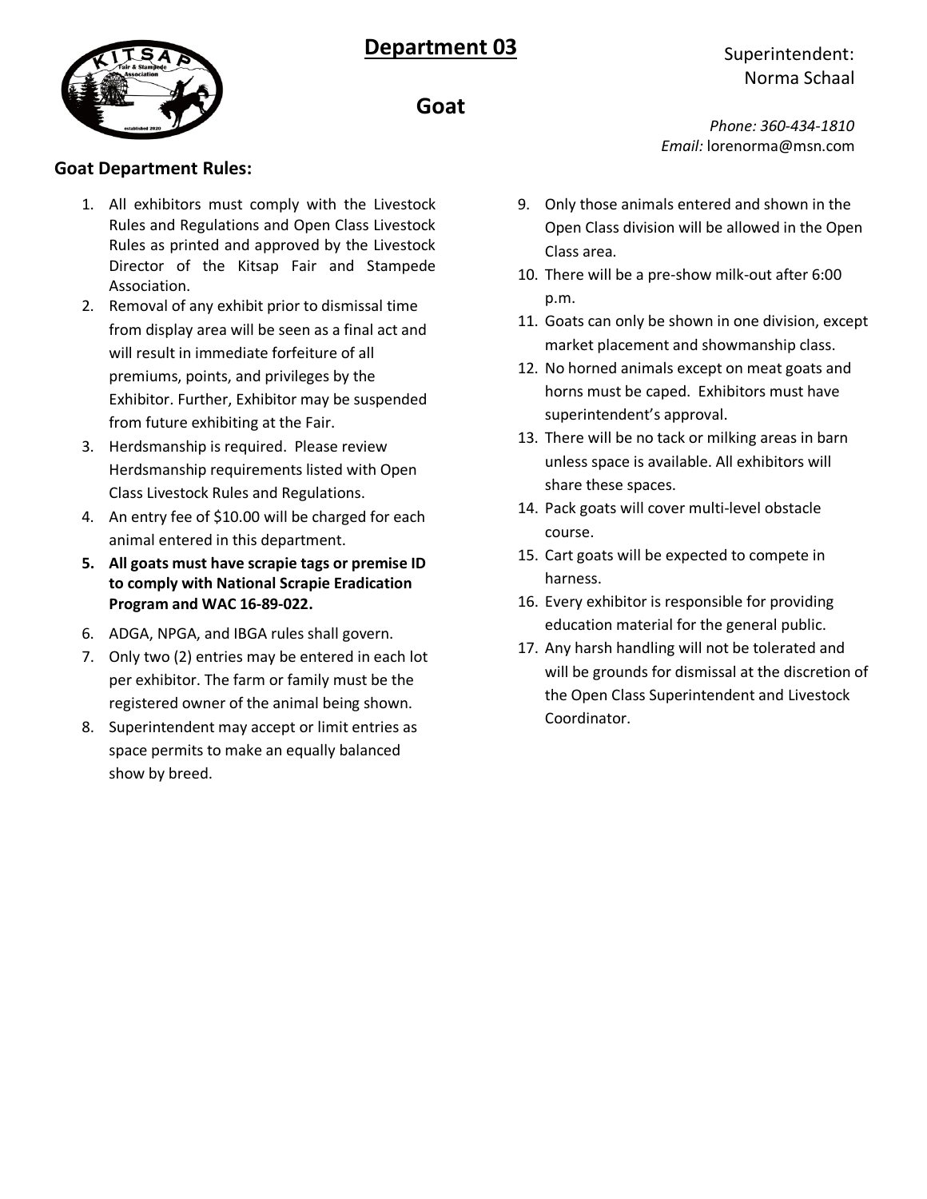# Department 03

## Goat

Superintendent:
Norma Schaal

*Phone: 360-434-1810*
*Email:* lorenorma@msn.com

### Goat Department Rules:

1. All exhibitors must comply with the Livestock Rules and Regulations and Open Class Livestock Rules as printed and approved by the Livestock Director of the Kitsap Fair and Stampede Association.
2. Removal of any exhibit prior to dismissal time from display area will be seen as a final act and will result in immediate forfeiture of all premiums, points, and privileges by the Exhibitor. Further, Exhibitor may be suspended from future exhibiting at the Fair.
3. Herdsmanship is required. Please review Herdsmanship requirements listed with Open Class Livestock Rules and Regulations.
4. An entry fee of $10.00 will be charged for each animal entered in this department.
5. **All goats must have scrapie tags or premise ID to comply with National Scrapie Eradication Program and WAC 16-89-022.**
6. ADGA, NPGA, and IBGA rules shall govern.
7. Only two (2) entries may be entered in each lot per exhibitor. The farm or family must be the registered owner of the animal being shown.
8. Superintendent may accept or limit entries as space permits to make an equally balanced show by breed.
9. Only those animals entered and shown in the Open Class division will be allowed in the Open Class area.
10. There will be a pre-show milk-out after 6:00 p.m.
11. Goats can only be shown in one division, except market placement and showmanship class.
12. No horned animals except on meat goats and horns must be caped. Exhibitors must have superintendent's approval.
13. There will be no tack or milking areas in barn unless space is available. All exhibitors will share these spaces.
14. Pack goats will cover multi-level obstacle course.
15. Cart goats will be expected to compete in harness.
16. Every exhibitor is responsible for providing education material for the general public.
17. Any harsh handling will not be tolerated and will be grounds for dismissal at the discretion of the Open Class Superintendent and Livestock Coordinator.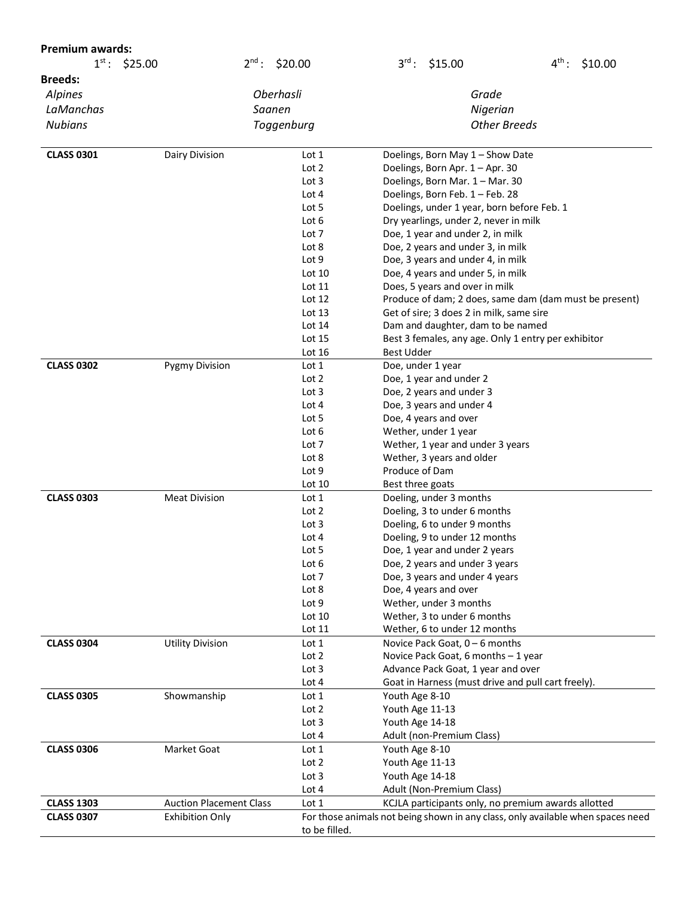**Premium awards:**

| 1st: $25.00 | 2nd: $20.00 | 3rd: $15.00 | 4th: $10.00 |
|---|---|---|---|

**Breeds:**

| | | |
|---|---|---|
| *Alpines* | *Oberhasli* | *Grade* |
| *LaManchas* | *Saanen* | *Nigerian* |
| *Nubians* | *Toggenburg* | *Other Breeds* |

| Class | Division | Lot | Description |
|---|---|---|---|
| **CLASS 0301** | Dairy Division | Lot 1 | Doelings, Born May 1 – Show Date |
| | | Lot 2 | Doelings, Born Apr. 1 – Apr. 30 |
| | | Lot 3 | Doelings, Born Mar. 1 – Mar. 30 |
| | | Lot 4 | Doelings, Born Feb. 1 – Feb. 28 |
| | | Lot 5 | Doelings, under 1 year, born before Feb. 1 |
| | | Lot 6 | Dry yearlings, under 2, never in milk |
| | | Lot 7 | Doe, 1 year and under 2, in milk |
| | | Lot 8 | Doe, 2 years and under 3, in milk |
| | | Lot 9 | Doe, 3 years and under 4, in milk |
| | | Lot 10 | Doe, 4 years and under 5, in milk |
| | | Lot 11 | Does, 5 years and over in milk |
| | | Lot 12 | Produce of dam; 2 does, same dam (dam must be present) |
| | | Lot 13 | Get of sire; 3 does 2 in milk, same sire |
| | | Lot 14 | Dam and daughter, dam to be named |
| | | Lot 15 | Best 3 females, any age. Only 1 entry per exhibitor |
| | | Lot 16 | Best Udder |
| **CLASS 0302** | Pygmy Division | Lot 1 | Doe, under 1 year |
| | | Lot 2 | Doe, 1 year and under 2 |
| | | Lot 3 | Doe, 2 years and under 3 |
| | | Lot 4 | Doe, 3 years and under 4 |
| | | Lot 5 | Doe, 4 years and over |
| | | Lot 6 | Wether, under 1 year |
| | | Lot 7 | Wether, 1 year and under 3 years |
| | | Lot 8 | Wether, 3 years and older |
| | | Lot 9 | Produce of Dam |
| | | Lot 10 | Best three goats |
| **CLASS 0303** | Meat Division | Lot 1 | Doeling, under 3 months |
| | | Lot 2 | Doeling, 3 to under 6 months |
| | | Lot 3 | Doeling, 6 to under 9 months |
| | | Lot 4 | Doeling, 9 to under 12 months |
| | | Lot 5 | Doe, 1 year and under 2 years |
| | | Lot 6 | Doe, 2 years and under 3 years |
| | | Lot 7 | Doe, 3 years and under 4 years |
| | | Lot 8 | Doe, 4 years and over |
| | | Lot 9 | Wether, under 3 months |
| | | Lot 10 | Wether, 3 to under 6 months |
| | | Lot 11 | Wether, 6 to under 12 months |
| **CLASS 0304** | Utility Division | Lot 1 | Novice Pack Goat, 0 – 6 months |
| | | Lot 2 | Novice Pack Goat, 6 months – 1 year |
| | | Lot 3 | Advance Pack Goat, 1 year and over |
| | | Lot 4 | Goat in Harness (must drive and pull cart freely). |
| **CLASS 0305** | Showmanship | Lot 1 | Youth Age 8-10 |
| | | Lot 2 | Youth Age 11-13 |
| | | Lot 3 | Youth Age 14-18 |
| | | Lot 4 | Adult (non-Premium Class) |
| **CLASS 0306** | Market Goat | Lot 1 | Youth Age 8-10 |
| | | Lot 2 | Youth Age 11-13 |
| | | Lot 3 | Youth Age 14-18 |
| | | Lot 4 | Adult (Non-Premium Class) |
| **CLASS 1303** | Auction Placement Class | Lot 1 | KCJLA participants only, no premium awards allotted |
| **CLASS 0307** | Exhibition Only | For those animals not being shown in any class, only available when spaces need to be filled. | |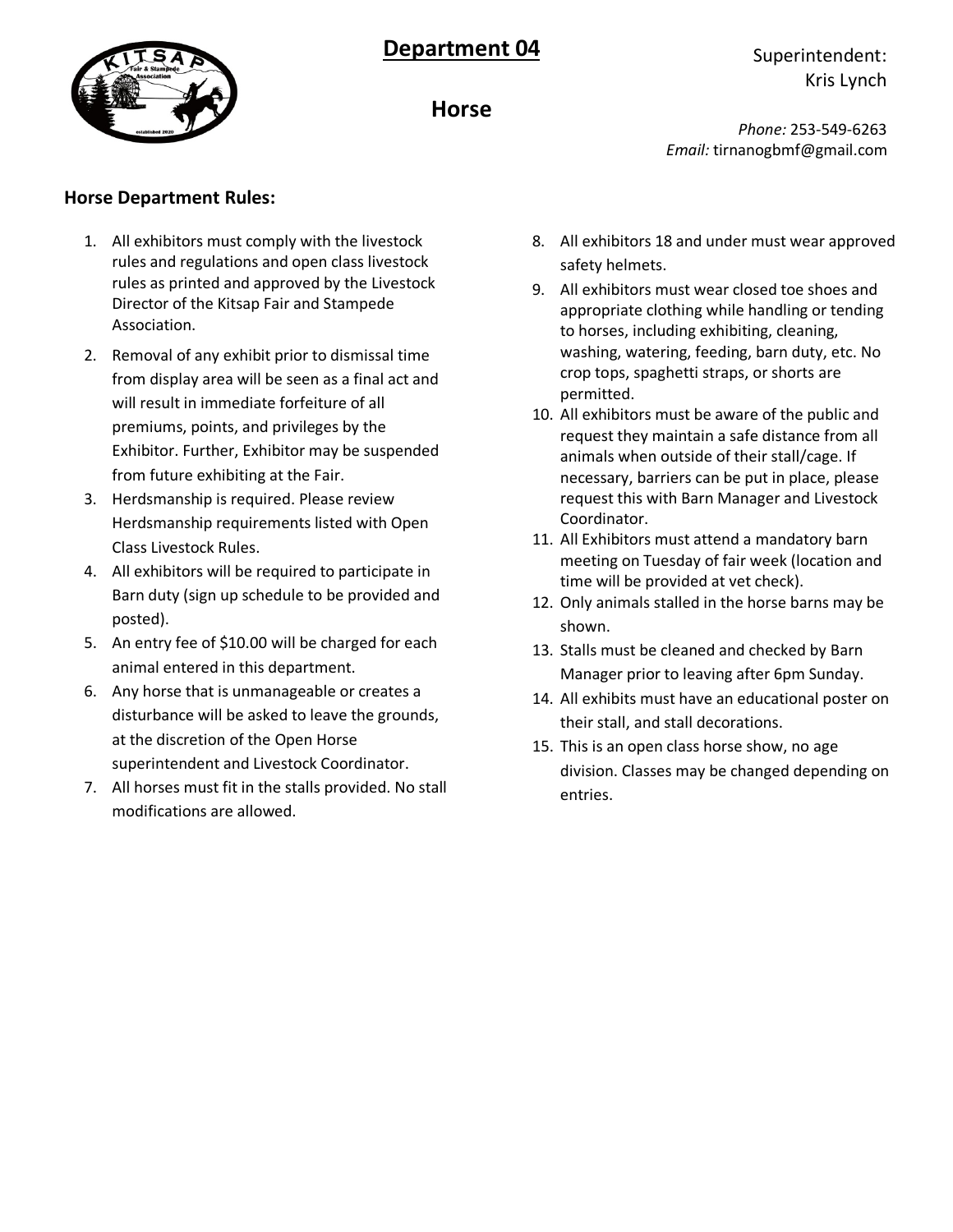# Department 04

## Horse

Superintendent:
Kris Lynch

*Phone:* 253-549-6263
*Email:* tirnanogbmf@gmail.com

### Horse Department Rules:

1. All exhibitors must comply with the livestock rules and regulations and open class livestock rules as printed and approved by the Livestock Director of the Kitsap Fair and Stampede Association.
2. Removal of any exhibit prior to dismissal time from display area will be seen as a final act and will result in immediate forfeiture of all premiums, points, and privileges by the Exhibitor. Further, Exhibitor may be suspended from future exhibiting at the Fair.
3. Herdsmanship is required. Please review Herdsmanship requirements listed with Open Class Livestock Rules.
4. All exhibitors will be required to participate in Barn duty (sign up schedule to be provided and posted).
5. An entry fee of $10.00 will be charged for each animal entered in this department.
6. Any horse that is unmanageable or creates a disturbance will be asked to leave the grounds, at the discretion of the Open Horse superintendent and Livestock Coordinator.
7. All horses must fit in the stalls provided. No stall modifications are allowed.
8. All exhibitors 18 and under must wear approved safety helmets.
9. All exhibitors must wear closed toe shoes and appropriate clothing while handling or tending to horses, including exhibiting, cleaning, washing, watering, feeding, barn duty, etc. No crop tops, spaghetti straps, or shorts are permitted.
10. All exhibitors must be aware of the public and request they maintain a safe distance from all animals when outside of their stall/cage. If necessary, barriers can be put in place, please request this with Barn Manager and Livestock Coordinator.
11. All Exhibitors must attend a mandatory barn meeting on Tuesday of fair week (location and time will be provided at vet check).
12. Only animals stalled in the horse barns may be shown.
13. Stalls must be cleaned and checked by Barn Manager prior to leaving after 6pm Sunday.
14. All exhibits must have an educational poster on their stall, and stall decorations.
15. This is an open class horse show, no age division. Classes may be changed depending on entries.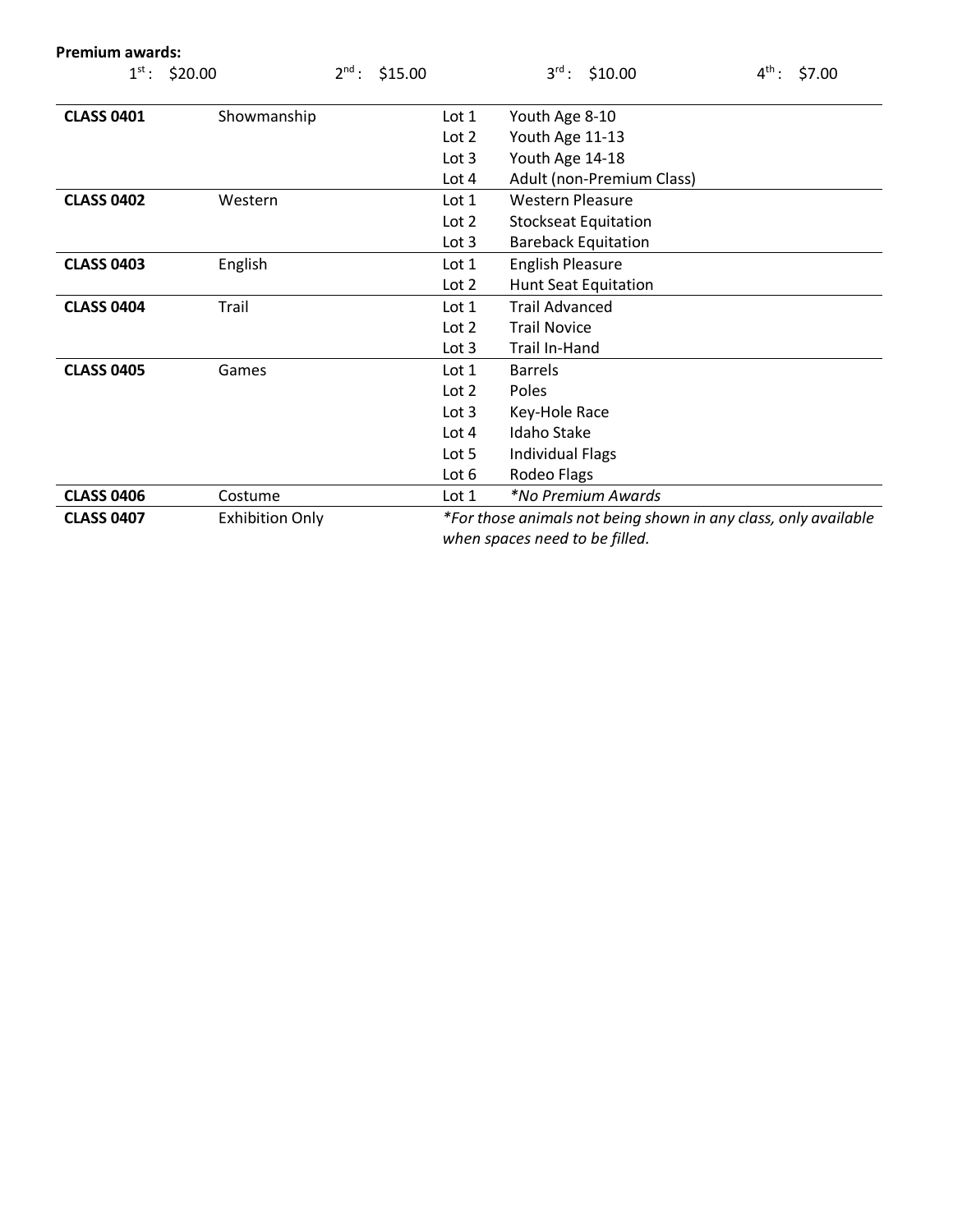**Premium awards:**

1st: $20.00 2nd: $15.00 3rd: $10.00 4th: $7.00

| | | | |
|---|---|---|---|
| **CLASS 0401** | Showmanship | Lot 1 | Youth Age 8-10 |
| | | Lot 2 | Youth Age 11-13 |
| | | Lot 3 | Youth Age 14-18 |
| | | Lot 4 | Adult (non-Premium Class) |
| **CLASS 0402** | Western | Lot 1 | Western Pleasure |
| | | Lot 2 | Stockseat Equitation |
| | | Lot 3 | Bareback Equitation |
| **CLASS 0403** | English | Lot 1 | English Pleasure |
| | | Lot 2 | Hunt Seat Equitation |
| **CLASS 0404** | Trail | Lot 1 | Trail Advanced |
| | | Lot 2 | Trail Novice |
| | | Lot 3 | Trail In-Hand |
| **CLASS 0405** | Games | Lot 1 | Barrels |
| | | Lot 2 | Poles |
| | | Lot 3 | Key-Hole Race |
| | | Lot 4 | Idaho Stake |
| | | Lot 5 | Individual Flags |
| | | Lot 6 | Rodeo Flags |
| **CLASS 0406** | Costume | Lot 1 | *\*No Premium Awards* |
| **CLASS 0407** | Exhibition Only | *\*For those animals not being shown in any class, only available when spaces need to be filled.* | |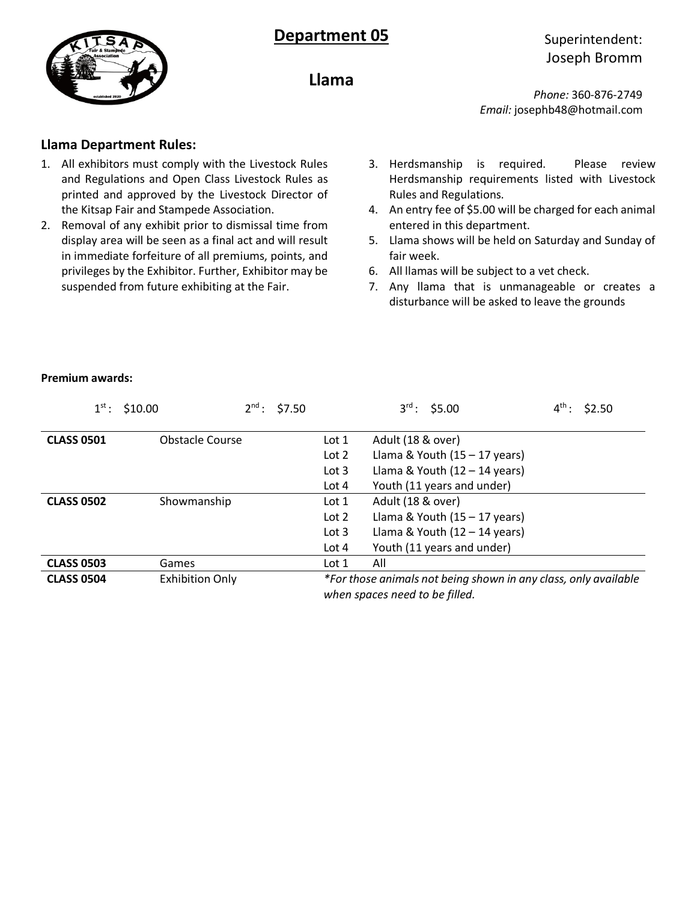# Department 05

## Llama

Superintendent:
Joseph Bromm

*Phone:* 360-876-2749
*Email:* josephb48@hotmail.com

### Llama Department Rules:

1. All exhibitors must comply with the Livestock Rules and Regulations and Open Class Livestock Rules as printed and approved by the Livestock Director of the Kitsap Fair and Stampede Association.
2. Removal of any exhibit prior to dismissal time from display area will be seen as a final act and will result in immediate forfeiture of all premiums, points, and privileges by the Exhibitor. Further, Exhibitor may be suspended from future exhibiting at the Fair.
3. Herdsmanship is required. Please review Herdsmanship requirements listed with Livestock Rules and Regulations.
4. An entry fee of $5.00 will be charged for each animal entered in this department.
5. Llama shows will be held on Saturday and Sunday of fair week.
6. All llamas will be subject to a vet check.
7. Any llama that is unmanageable or creates a disturbance will be asked to leave the grounds

**Premium awards:**

1st: $10.00 | 2nd: $7.50 | 3rd: $5.00 | 4th: $2.50

| | | | |
|---|---|---|---|
| **CLASS 0501** | Obstacle Course | Lot 1 | Adult (18 & over) |
| | | Lot 2 | Llama & Youth (15 – 17 years) |
| | | Lot 3 | Llama & Youth (12 – 14 years) |
| | | Lot 4 | Youth (11 years and under) |
| **CLASS 0502** | Showmanship | Lot 1 | Adult (18 & over) |
| | | Lot 2 | Llama & Youth (15 – 17 years) |
| | | Lot 3 | Llama & Youth (12 – 14 years) |
| | | Lot 4 | Youth (11 years and under) |
| **CLASS 0503** | Games | Lot 1 | All |
| **CLASS 0504** | Exhibition Only | *For those animals not being shown in any class, only available when spaces need to be filled.* | |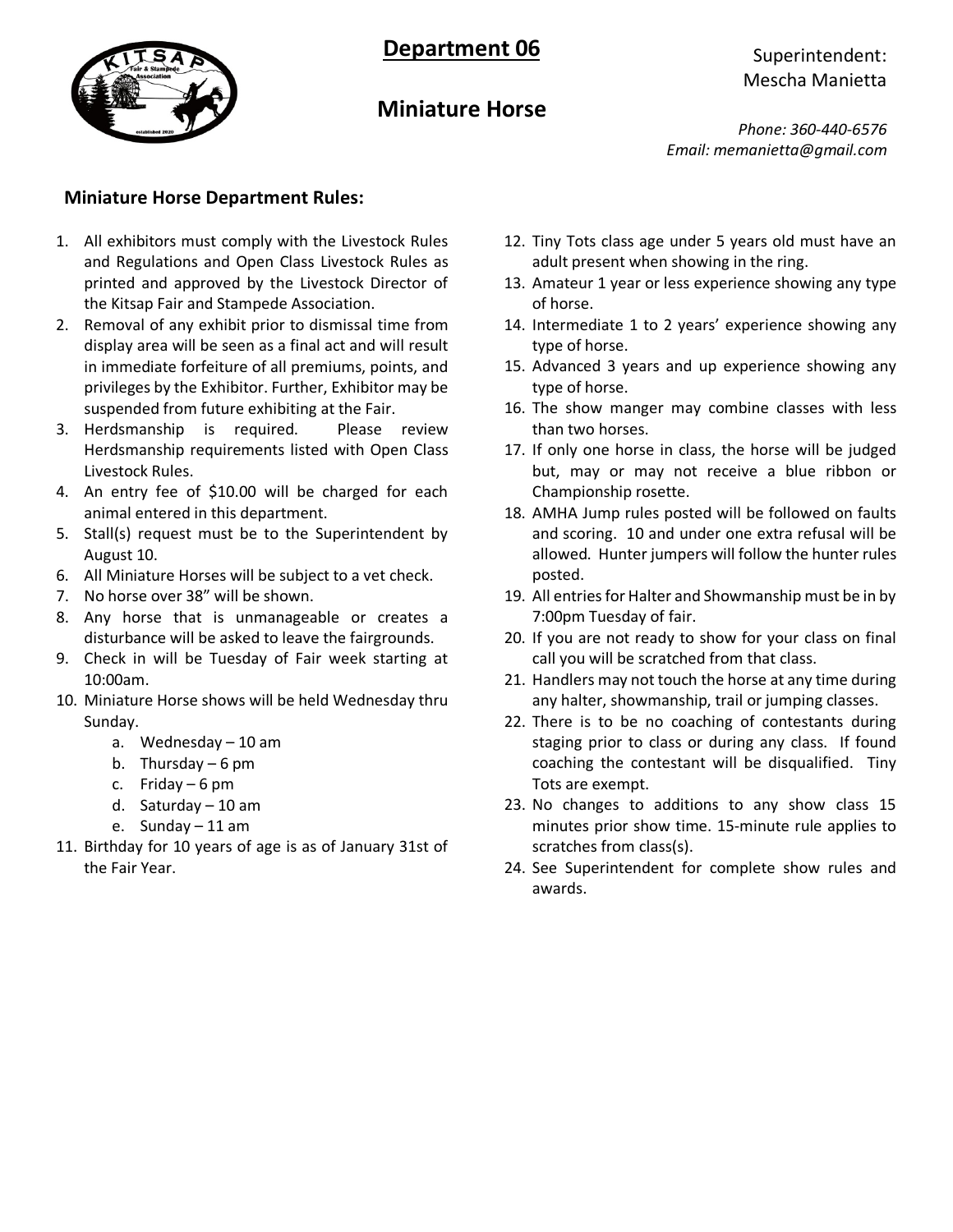# Department 06

# Miniature Horse

Superintendent:
Mescha Manietta

*Phone: 360-440-6576*
*Email: memanietta@gmail.com*

## Miniature Horse Department Rules:

1. All exhibitors must comply with the Livestock Rules and Regulations and Open Class Livestock Rules as printed and approved by the Livestock Director of the Kitsap Fair and Stampede Association.
2. Removal of any exhibit prior to dismissal time from display area will be seen as a final act and will result in immediate forfeiture of all premiums, points, and privileges by the Exhibitor. Further, Exhibitor may be suspended from future exhibiting at the Fair.
3. Herdsmanship is required. Please review Herdsmanship requirements listed with Open Class Livestock Rules.
4. An entry fee of $10.00 will be charged for each animal entered in this department.
5. Stall(s) request must be to the Superintendent by August 10.
6. All Miniature Horses will be subject to a vet check.
7. No horse over 38" will be shown.
8. Any horse that is unmanageable or creates a disturbance will be asked to leave the fairgrounds.
9. Check in will be Tuesday of Fair week starting at 10:00am.
10. Miniature Horse shows will be held Wednesday thru Sunday.
    a. Wednesday – 10 am
    b. Thursday – 6 pm
    c. Friday – 6 pm
    d. Saturday – 10 am
    e. Sunday – 11 am
11. Birthday for 10 years of age is as of January 31st of the Fair Year.
12. Tiny Tots class age under 5 years old must have an adult present when showing in the ring.
13. Amateur 1 year or less experience showing any type of horse.
14. Intermediate 1 to 2 years' experience showing any type of horse.
15. Advanced 3 years and up experience showing any type of horse.
16. The show manger may combine classes with less than two horses.
17. If only one horse in class, the horse will be judged but, may or may not receive a blue ribbon or Championship rosette.
18. AMHA Jump rules posted will be followed on faults and scoring. 10 and under one extra refusal will be allowed. Hunter jumpers will follow the hunter rules posted.
19. All entries for Halter and Showmanship must be in by 7:00pm Tuesday of fair.
20. If you are not ready to show for your class on final call you will be scratched from that class.
21. Handlers may not touch the horse at any time during any halter, showmanship, trail or jumping classes.
22. There is to be no coaching of contestants during staging prior to class or during any class. If found coaching the contestant will be disqualified. Tiny Tots are exempt.
23. No changes to additions to any show class 15 minutes prior show time. 15-minute rule applies to scratches from class(s).
24. See Superintendent for complete show rules and awards.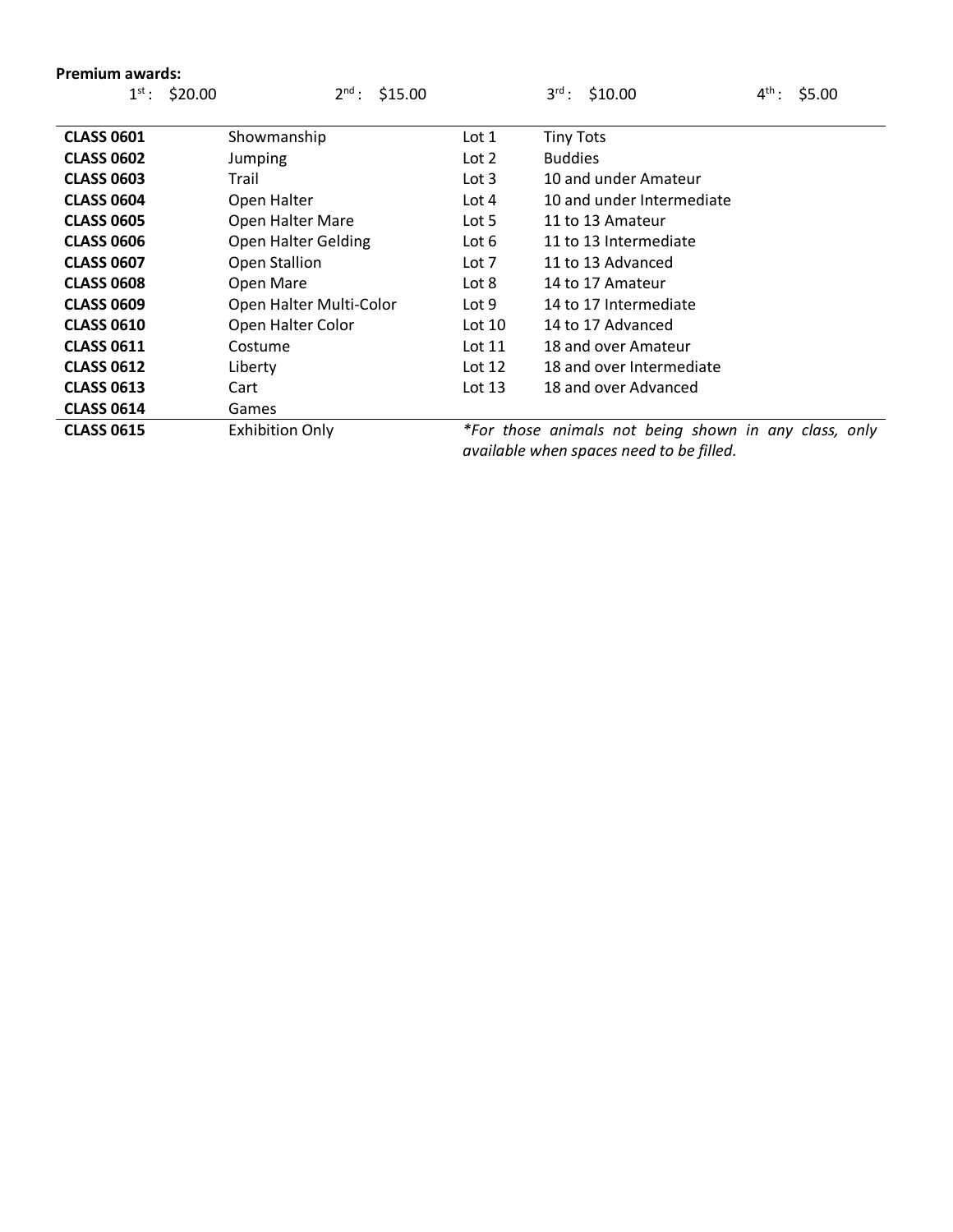**Premium awards:**

1st: $20.00 2nd: $15.00 3rd: $10.00 4th: $5.00

| | | | |
|---|---|---|---|
| **CLASS 0601** | Showmanship | Lot 1 | Tiny Tots |
| **CLASS 0602** | Jumping | Lot 2 | Buddies |
| **CLASS 0603** | Trail | Lot 3 | 10 and under Amateur |
| **CLASS 0604** | Open Halter | Lot 4 | 10 and under Intermediate |
| **CLASS 0605** | Open Halter Mare | Lot 5 | 11 to 13 Amateur |
| **CLASS 0606** | Open Halter Gelding | Lot 6 | 11 to 13 Intermediate |
| **CLASS 0607** | Open Stallion | Lot 7 | 11 to 13 Advanced |
| **CLASS 0608** | Open Mare | Lot 8 | 14 to 17 Amateur |
| **CLASS 0609** | Open Halter Multi-Color | Lot 9 | 14 to 17 Intermediate |
| **CLASS 0610** | Open Halter Color | Lot 10 | 14 to 17 Advanced |
| **CLASS 0611** | Costume | Lot 11 | 18 and over Amateur |
| **CLASS 0612** | Liberty | Lot 12 | 18 and over Intermediate |
| **CLASS 0613** | Cart | Lot 13 | 18 and over Advanced |
| **CLASS 0614** | Games | | |
| **CLASS 0615** | Exhibition Only | *\*For those animals not being shown in any class, only available when spaces need to be filled.* | |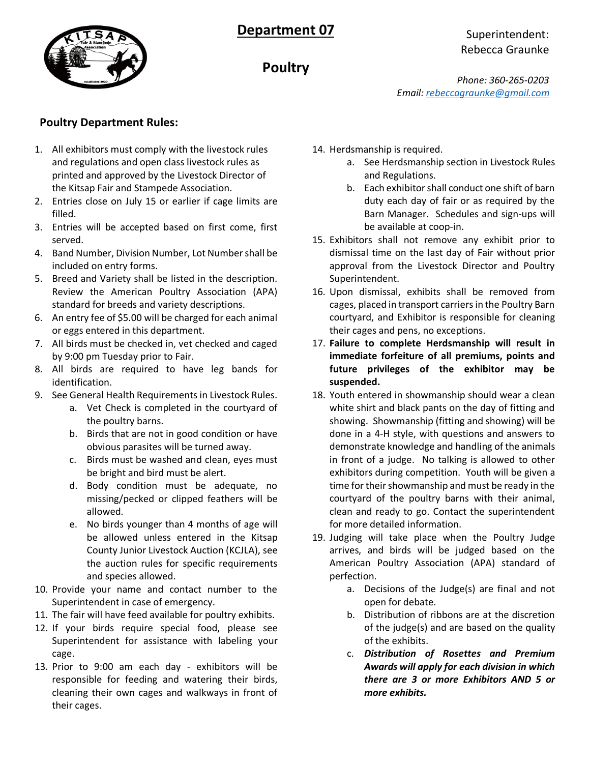# Department 07

## Poultry

Superintendent:
Rebecca Graunke

*Phone: 360-265-0203*
*Email: rebeccagraunke@gmail.com*

### Poultry Department Rules:

1. All exhibitors must comply with the livestock rules and regulations and open class livestock rules as printed and approved by the Livestock Director of the Kitsap Fair and Stampede Association.
2. Entries close on July 15 or earlier if cage limits are filled.
3. Entries will be accepted based on first come, first served.
4. Band Number, Division Number, Lot Number shall be included on entry forms.
5. Breed and Variety shall be listed in the description. Review the American Poultry Association (APA) standard for breeds and variety descriptions.
6. An entry fee of $5.00 will be charged for each animal or eggs entered in this department.
7. All birds must be checked in, vet checked and caged by 9:00 pm Tuesday prior to Fair.
8. All birds are required to have leg bands for identification.
9. See General Health Requirements in Livestock Rules.
    a. Vet Check is completed in the courtyard of the poultry barns.
    b. Birds that are not in good condition or have obvious parasites will be turned away.
    c. Birds must be washed and clean, eyes must be bright and bird must be alert.
    d. Body condition must be adequate, no missing/pecked or clipped feathers will be allowed.
    e. No birds younger than 4 months of age will be allowed unless entered in the Kitsap County Junior Livestock Auction (KCJLA), see the auction rules for specific requirements and species allowed.
10. Provide your name and contact number to the Superintendent in case of emergency.
11. The fair will have feed available for poultry exhibits.
12. If your birds require special food, please see Superintendent for assistance with labeling your cage.
13. Prior to 9:00 am each day - exhibitors will be responsible for feeding and watering their birds, cleaning their own cages and walkways in front of their cages.
14. Herdsmanship is required.
    a. See Herdsmanship section in Livestock Rules and Regulations.
    b. Each exhibitor shall conduct one shift of barn duty each day of fair or as required by the Barn Manager. Schedules and sign-ups will be available at coop-in.
15. Exhibitors shall not remove any exhibit prior to dismissal time on the last day of Fair without prior approval from the Livestock Director and Poultry Superintendent.
16. Upon dismissal, exhibits shall be removed from cages, placed in transport carriers in the Poultry Barn courtyard, and Exhibitor is responsible for cleaning their cages and pens, no exceptions.
17. **Failure to complete Herdsmanship will result in immediate forfeiture of all premiums, points and future privileges of the exhibitor may be suspended.**
18. Youth entered in showmanship should wear a clean white shirt and black pants on the day of fitting and showing. Showmanship (fitting and showing) will be done in a 4-H style, with questions and answers to demonstrate knowledge and handling of the animals in front of a judge. No talking is allowed to other exhibitors during competition. Youth will be given a time for their showmanship and must be ready in the courtyard of the poultry barns with their animal, clean and ready to go. Contact the superintendent for more detailed information.
19. Judging will take place when the Poultry Judge arrives, and birds will be judged based on the American Poultry Association (APA) standard of perfection.
    a. Decisions of the Judge(s) are final and not open for debate.
    b. Distribution of ribbons are at the discretion of the judge(s) and are based on the quality of the exhibits.
    c. ***Distribution of Rosettes and Premium Awards will apply for each division in which there are 3 or more Exhibitors AND 5 or more exhibits.***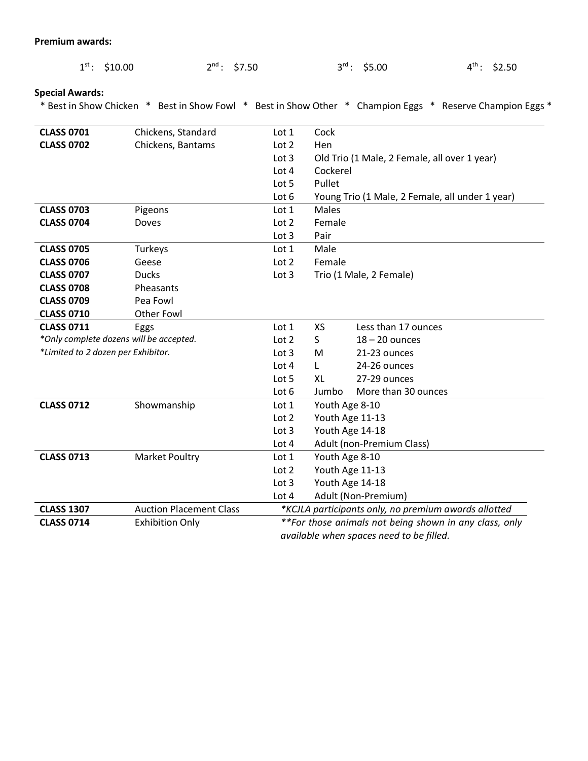**Premium awards:**

1st: $10.00 &nbsp;&nbsp;&nbsp;&nbsp; 2nd: $7.50 &nbsp;&nbsp;&nbsp;&nbsp; 3rd: $5.00 &nbsp;&nbsp;&nbsp;&nbsp; 4th: $2.50

**Special Awards:**

* Best in Show Chicken * Best in Show Fowl * Best in Show Other * Champion Eggs * Reserve Champion Eggs *

| Class | Description | Lot | Lot Description | |
|---|---|---|---|---|
| **CLASS 0701** | Chickens, Standard | Lot 1 | Cock | |
| **CLASS 0702** | Chickens, Bantams | Lot 2 | Hen | |
| | | Lot 3 | Old Trio (1 Male, 2 Female, all over 1 year) | |
| | | Lot 4 | Cockerel | |
| | | Lot 5 | Pullet | |
| | | Lot 6 | Young Trio (1 Male, 2 Female, all under 1 year) | |
| **CLASS 0703** | Pigeons | Lot 1 | Males | |
| **CLASS 0704** | Doves | Lot 2 | Female | |
| | | Lot 3 | Pair | |
| **CLASS 0705** | Turkeys | Lot 1 | Male | |
| **CLASS 0706** | Geese | Lot 2 | Female | |
| **CLASS 0707** | Ducks | Lot 3 | Trio (1 Male, 2 Female) | |
| **CLASS 0708** | Pheasants | | | |
| **CLASS 0709** | Pea Fowl | | | |
| **CLASS 0710** | Other Fowl | | | |
| **CLASS 0711** | Eggs | Lot 1 | XS | Less than 17 ounces |
| *\*Only complete dozens will be accepted.* | | Lot 2 | S | 18 – 20 ounces |
| *\*Limited to 2 dozen per Exhibitor.* | | Lot 3 | M | 21-23 ounces |
| | | Lot 4 | L | 24-26 ounces |
| | | Lot 5 | XL | 27-29 ounces |
| | | Lot 6 | Jumbo | More than 30 ounces |
| **CLASS 0712** | Showmanship | Lot 1 | Youth Age 8-10 | |
| | | Lot 2 | Youth Age 11-13 | |
| | | Lot 3 | Youth Age 14-18 | |
| | | Lot 4 | Adult (non-Premium Class) | |
| **CLASS 0713** | Market Poultry | Lot 1 | Youth Age 8-10 | |
| | | Lot 2 | Youth Age 11-13 | |
| | | Lot 3 | Youth Age 14-18 | |
| | | Lot 4 | Adult (Non-Premium) | |
| **CLASS 1307** | Auction Placement Class | *\*KCJLA participants only, no premium awards allotted* | | |
| **CLASS 0714** | Exhibition Only | *\*\*For those animals not being shown in any class, only available when spaces need to be filled.* | | |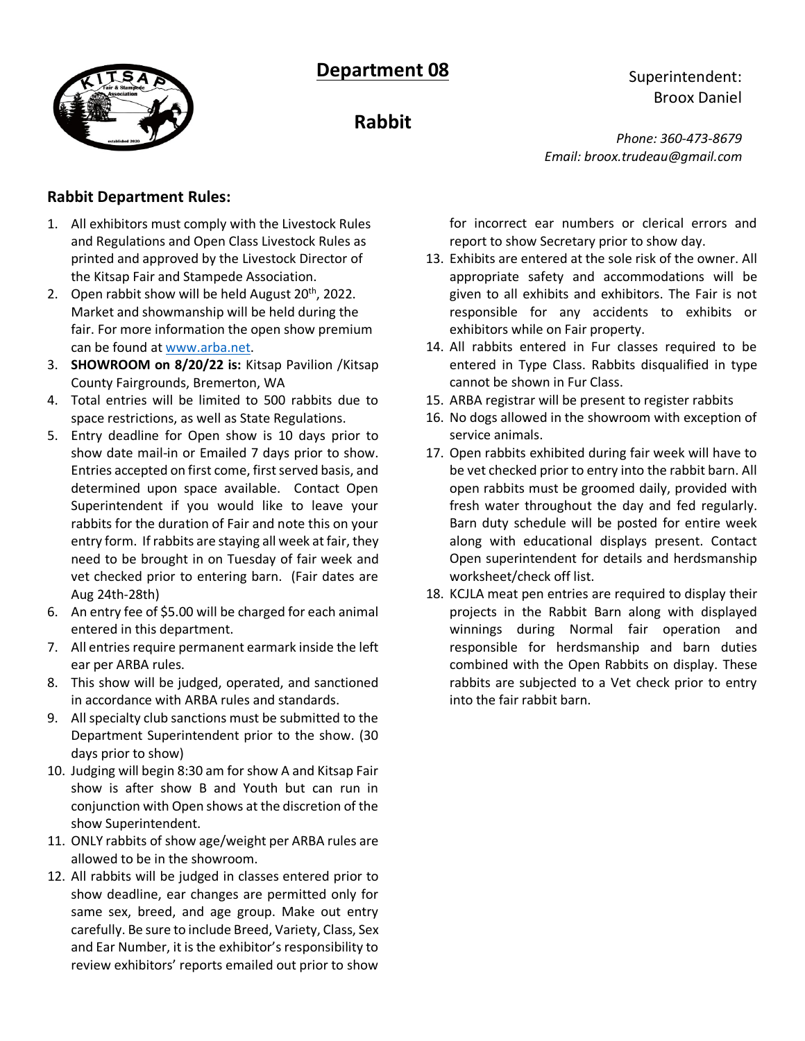# Department 08

## Rabbit

Superintendent:
Broox Daniel

*Phone: 360-473-8679*
*Email: broox.trudeau@gmail.com*

### Rabbit Department Rules:

1. All exhibitors must comply with the Livestock Rules and Regulations and Open Class Livestock Rules as printed and approved by the Livestock Director of the Kitsap Fair and Stampede Association.
2. Open rabbit show will be held August 20th, 2022. Market and showmanship will be held during the fair. For more information the open show premium can be found at www.arba.net.
3. **SHOWROOM on 8/20/22 is:** Kitsap Pavilion /Kitsap County Fairgrounds, Bremerton, WA
4. Total entries will be limited to 500 rabbits due to space restrictions, as well as State Regulations.
5. Entry deadline for Open show is 10 days prior to show date mail-in or Emailed 7 days prior to show. Entries accepted on first come, first served basis, and determined upon space available. Contact Open Superintendent if you would like to leave your rabbits for the duration of Fair and note this on your entry form. If rabbits are staying all week at fair, they need to be brought in on Tuesday of fair week and vet checked prior to entering barn. (Fair dates are Aug 24th-28th)
6. An entry fee of $5.00 will be charged for each animal entered in this department.
7. All entries require permanent earmark inside the left ear per ARBA rules.
8. This show will be judged, operated, and sanctioned in accordance with ARBA rules and standards.
9. All specialty club sanctions must be submitted to the Department Superintendent prior to the show. (30 days prior to show)
10. Judging will begin 8:30 am for show A and Kitsap Fair show is after show B and Youth but can run in conjunction with Open shows at the discretion of the show Superintendent.
11. ONLY rabbits of show age/weight per ARBA rules are allowed to be in the showroom.
12. All rabbits will be judged in classes entered prior to show deadline, ear changes are permitted only for same sex, breed, and age group. Make out entry carefully. Be sure to include Breed, Variety, Class, Sex and Ear Number, it is the exhibitor's responsibility to review exhibitors' reports emailed out prior to show for incorrect ear numbers or clerical errors and report to show Secretary prior to show day.
13. Exhibits are entered at the sole risk of the owner. All appropriate safety and accommodations will be given to all exhibits and exhibitors. The Fair is not responsible for any accidents to exhibits or exhibitors while on Fair property.
14. All rabbits entered in Fur classes required to be entered in Type Class. Rabbits disqualified in type cannot be shown in Fur Class.
15. ARBA registrar will be present to register rabbits
16. No dogs allowed in the showroom with exception of service animals.
17. Open rabbits exhibited during fair week will have to be vet checked prior to entry into the rabbit barn. All open rabbits must be groomed daily, provided with fresh water throughout the day and fed regularly. Barn duty schedule will be posted for entire week along with educational displays present. Contact Open superintendent for details and herdsmanship worksheet/check off list.
18. KCJLA meat pen entries are required to display their projects in the Rabbit Barn along with displayed winnings during Normal fair operation and responsible for herdsmanship and barn duties combined with the Open Rabbits on display. These rabbits are subjected to a Vet check prior to entry into the fair rabbit barn.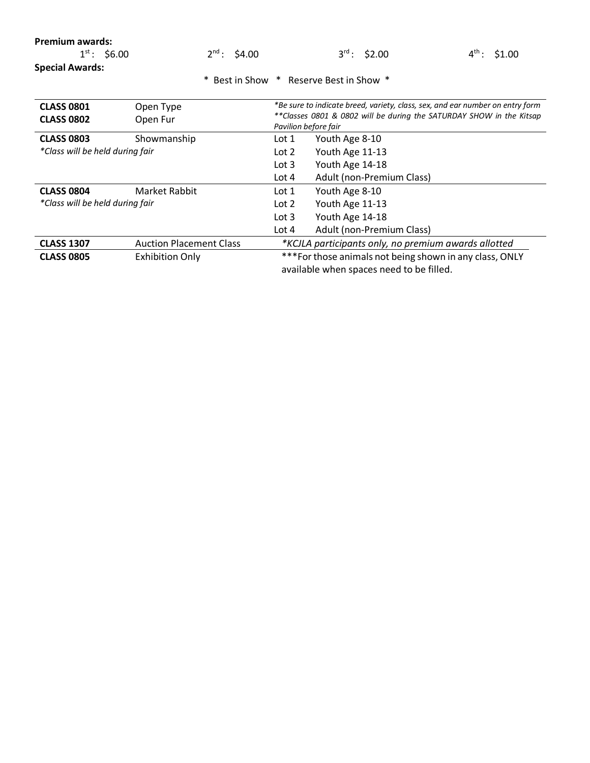**Premium awards:**

1st: $6.00 | 2nd: $4.00 | 3rd: $2.00 | 4th: $1.00

**Special Awards:**

* Best in Show * Reserve Best in Show *

| | | | |
|---|---|---|---|
| **CLASS 0801** | Open Type | *\*Be sure to indicate breed, variety, class, sex, and ear number on entry form* | |
| **CLASS 0802** | Open Fur | *\*\*Classes 0801 & 0802 will be during the SATURDAY SHOW in the Kitsap Pavilion before fair* | |
| **CLASS 0803** | Showmanship | Lot 1 | Youth Age 8-10 |
| *\*Class will be held during fair* | | Lot 2 | Youth Age 11-13 |
| | | Lot 3 | Youth Age 14-18 |
| | | Lot 4 | Adult (non-Premium Class) |
| **CLASS 0804** | Market Rabbit | Lot 1 | Youth Age 8-10 |
| *\*Class will be held during fair* | | Lot 2 | Youth Age 11-13 |
| | | Lot 3 | Youth Age 14-18 |
| | | Lot 4 | Adult (non-Premium Class) |
| **CLASS 1307** | Auction Placement Class | *\*KCJLA participants only, no premium awards allotted* | |
| **CLASS 0805** | Exhibition Only | \*\*\*For those animals not being shown in any class, ONLY available when spaces need to be filled. | |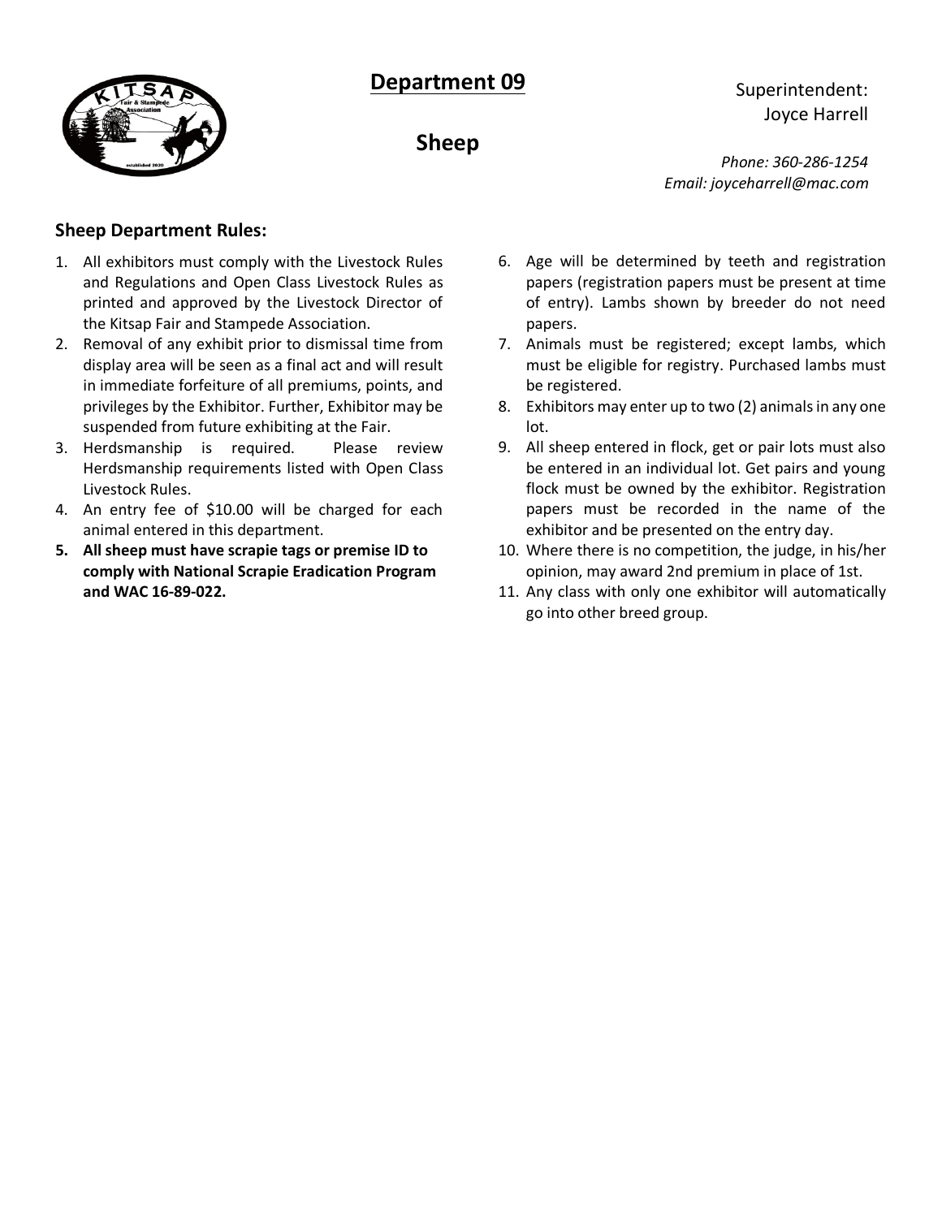# Department 09

## Sheep

Superintendent:
Joyce Harrell

*Phone: 360-286-1254*
*Email: joyceharrell@mac.com*

### Sheep Department Rules:

1. All exhibitors must comply with the Livestock Rules and Regulations and Open Class Livestock Rules as printed and approved by the Livestock Director of the Kitsap Fair and Stampede Association.
2. Removal of any exhibit prior to dismissal time from display area will be seen as a final act and will result in immediate forfeiture of all premiums, points, and privileges by the Exhibitor. Further, Exhibitor may be suspended from future exhibiting at the Fair.
3. Herdsmanship is required. Please review Herdsmanship requirements listed with Open Class Livestock Rules.
4. An entry fee of $10.00 will be charged for each animal entered in this department.
5. **All sheep must have scrapie tags or premise ID to comply with National Scrapie Eradication Program and WAC 16-89-022.**
6. Age will be determined by teeth and registration papers (registration papers must be present at time of entry). Lambs shown by breeder do not need papers.
7. Animals must be registered; except lambs, which must be eligible for registry. Purchased lambs must be registered.
8. Exhibitors may enter up to two (2) animals in any one lot.
9. All sheep entered in flock, get or pair lots must also be entered in an individual lot. Get pairs and young flock must be owned by the exhibitor. Registration papers must be recorded in the name of the exhibitor and be presented on the entry day.
10. Where there is no competition, the judge, in his/her opinion, may award 2nd premium in place of 1st.
11. Any class with only one exhibitor will automatically go into other breed group.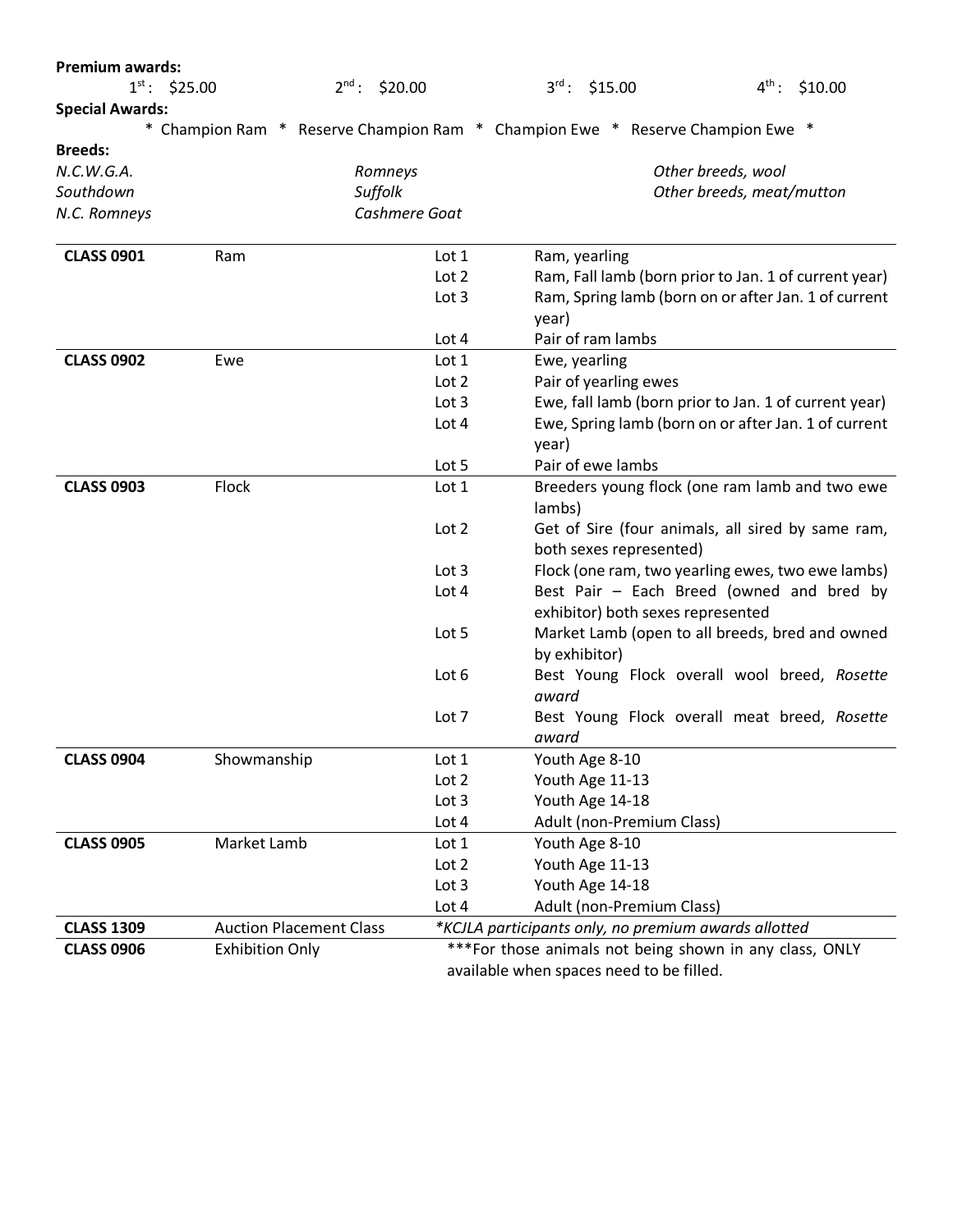**Premium awards:**

1st: $25.00 | 2nd: $20.00 | 3rd: $15.00 | 4th: $10.00

**Special Awards:**

* Champion Ram * Reserve Champion Ram * Champion Ewe * Reserve Champion Ewe *

**Breeds:**

*N.C.W.G.A.*
*Southdown*
*N.C. Romneys*
*Romneys*
*Suffolk*
*Cashmere Goat*
*Other breeds, wool*
*Other breeds, meat/mutton*

| | | | |
|---|---|---|---|
| **CLASS 0901** | Ram | Lot 1 | Ram, yearling |
| | | Lot 2 | Ram, Fall lamb (born prior to Jan. 1 of current year) |
| | | Lot 3 | Ram, Spring lamb (born on or after Jan. 1 of current year) |
| | | Lot 4 | Pair of ram lambs |
| **CLASS 0902** | Ewe | Lot 1 | Ewe, yearling |
| | | Lot 2 | Pair of yearling ewes |
| | | Lot 3 | Ewe, fall lamb (born prior to Jan. 1 of current year) |
| | | Lot 4 | Ewe, Spring lamb (born on or after Jan. 1 of current year) |
| | | Lot 5 | Pair of ewe lambs |
| **CLASS 0903** | Flock | Lot 1 | Breeders young flock (one ram lamb and two ewe lambs) |
| | | Lot 2 | Get of Sire (four animals, all sired by same ram, both sexes represented) |
| | | Lot 3 | Flock (one ram, two yearling ewes, two ewe lambs) |
| | | Lot 4 | Best Pair – Each Breed (owned and bred by exhibitor) both sexes represented |
| | | Lot 5 | Market Lamb (open to all breeds, bred and owned by exhibitor) |
| | | Lot 6 | Best Young Flock overall wool breed, *Rosette award* |
| | | Lot 7 | Best Young Flock overall meat breed, *Rosette award* |
| **CLASS 0904** | Showmanship | Lot 1 | Youth Age 8-10 |
| | | Lot 2 | Youth Age 11-13 |
| | | Lot 3 | Youth Age 14-18 |
| | | Lot 4 | Adult (non-Premium Class) |
| **CLASS 0905** | Market Lamb | Lot 1 | Youth Age 8-10 |
| | | Lot 2 | Youth Age 11-13 |
| | | Lot 3 | Youth Age 14-18 |
| | | Lot 4 | Adult (non-Premium Class) |
| **CLASS 1309** | Auction Placement Class | *\*KCJLA participants only, no premium awards allotted* | |
| **CLASS 0906** | Exhibition Only | ***For those animals not being shown in any class, ONLY available when spaces need to be filled. | |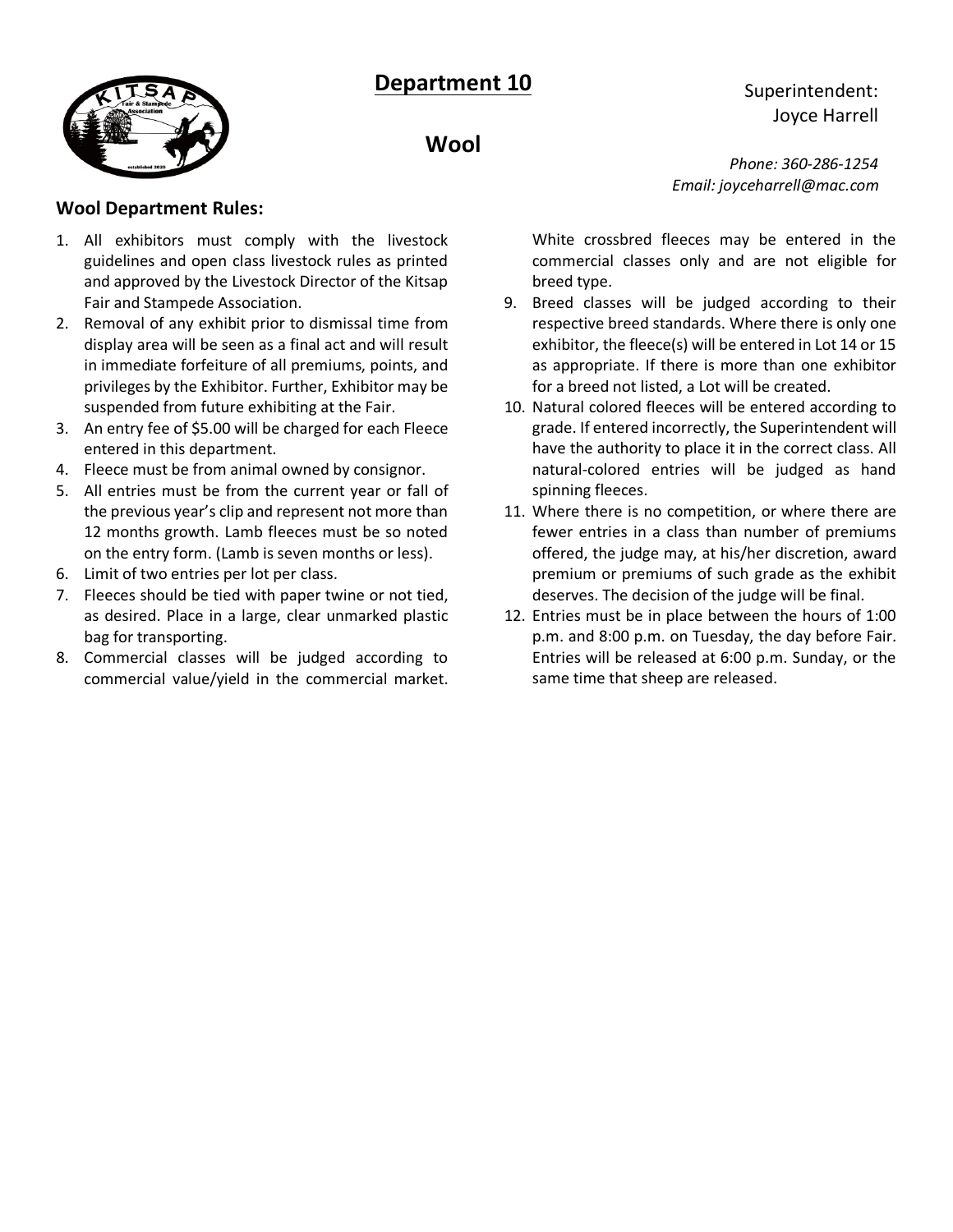# Department 10

## Wool

Superintendent:
Joyce Harrell

*Phone: 360-286-1254*
*Email: joyceharrell@mac.com*

### Wool Department Rules:

1. All exhibitors must comply with the livestock guidelines and open class livestock rules as printed and approved by the Livestock Director of the Kitsap Fair and Stampede Association.
2. Removal of any exhibit prior to dismissal time from display area will be seen as a final act and will result in immediate forfeiture of all premiums, points, and privileges by the Exhibitor. Further, Exhibitor may be suspended from future exhibiting at the Fair.
3. An entry fee of $5.00 will be charged for each Fleece entered in this department.
4. Fleece must be from animal owned by consignor.
5. All entries must be from the current year or fall of the previous year's clip and represent not more than 12 months growth. Lamb fleeces must be so noted on the entry form. (Lamb is seven months or less).
6. Limit of two entries per lot per class.
7. Fleeces should be tied with paper twine or not tied, as desired. Place in a large, clear unmarked plastic bag for transporting.
8. Commercial classes will be judged according to commercial value/yield in the commercial market. White crossbred fleeces may be entered in the commercial classes only and are not eligible for breed type.
9. Breed classes will be judged according to their respective breed standards. Where there is only one exhibitor, the fleece(s) will be entered in Lot 14 or 15 as appropriate. If there is more than one exhibitor for a breed not listed, a Lot will be created.
10. Natural colored fleeces will be entered according to grade. If entered incorrectly, the Superintendent will have the authority to place it in the correct class. All natural-colored entries will be judged as hand spinning fleeces.
11. Where there is no competition, or where there are fewer entries in a class than number of premiums offered, the judge may, at his/her discretion, award premium or premiums of such grade as the exhibit deserves. The decision of the judge will be final.
12. Entries must be in place between the hours of 1:00 p.m. and 8:00 p.m. on Tuesday, the day before Fair. Entries will be released at 6:00 p.m. Sunday, or the same time that sheep are released.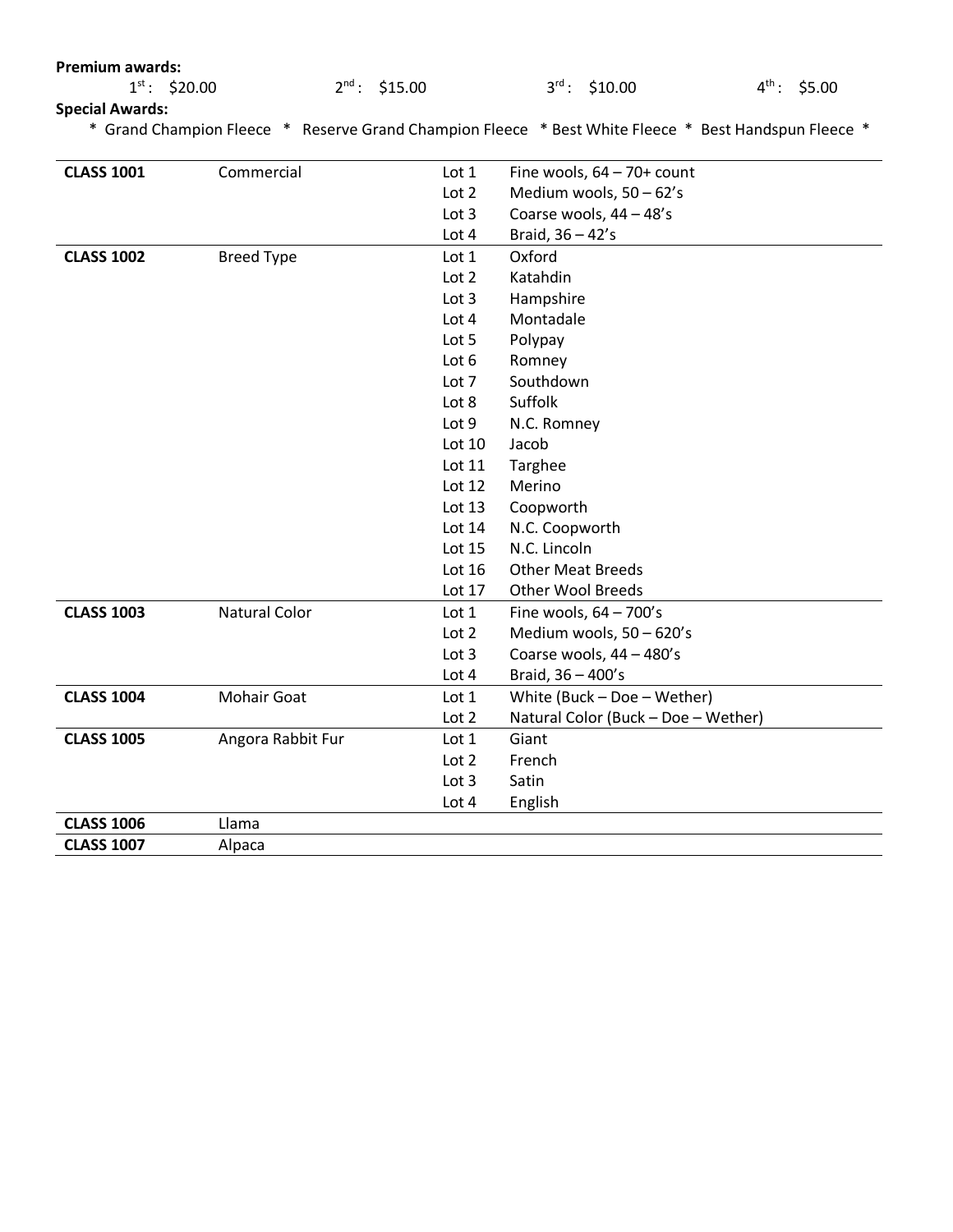**Premium awards:**

1st: $20.00 2nd: $15.00 3rd: $10.00 4th: $5.00

**Special Awards:**

* Grand Champion Fleece * Reserve Grand Champion Fleece * Best White Fleece * Best Handspun Fleece *

| | | | |
|---|---|---|---|
| **CLASS 1001** | Commercial | Lot 1 | Fine wools, 64 – 70+ count |
| | | Lot 2 | Medium wools, 50 – 62's |
| | | Lot 3 | Coarse wools, 44 – 48's |
| | | Lot 4 | Braid, 36 – 42's |
| **CLASS 1002** | Breed Type | Lot 1 | Oxford |
| | | Lot 2 | Katahdin |
| | | Lot 3 | Hampshire |
| | | Lot 4 | Montadale |
| | | Lot 5 | Polypay |
| | | Lot 6 | Romney |
| | | Lot 7 | Southdown |
| | | Lot 8 | Suffolk |
| | | Lot 9 | N.C. Romney |
| | | Lot 10 | Jacob |
| | | Lot 11 | Targhee |
| | | Lot 12 | Merino |
| | | Lot 13 | Coopworth |
| | | Lot 14 | N.C. Coopworth |
| | | Lot 15 | N.C. Lincoln |
| | | Lot 16 | Other Meat Breeds |
| | | Lot 17 | Other Wool Breeds |
| **CLASS 1003** | Natural Color | Lot 1 | Fine wools, 64 – 700's |
| | | Lot 2 | Medium wools, 50 – 620's |
| | | Lot 3 | Coarse wools, 44 – 480's |
| | | Lot 4 | Braid, 36 – 400's |
| **CLASS 1004** | Mohair Goat | Lot 1 | White (Buck – Doe – Wether) |
| | | Lot 2 | Natural Color (Buck – Doe – Wether) |
| **CLASS 1005** | Angora Rabbit Fur | Lot 1 | Giant |
| | | Lot 2 | French |
| | | Lot 3 | Satin |
| | | Lot 4 | English |
| **CLASS 1006** | Llama | | |
| **CLASS 1007** | Alpaca | | |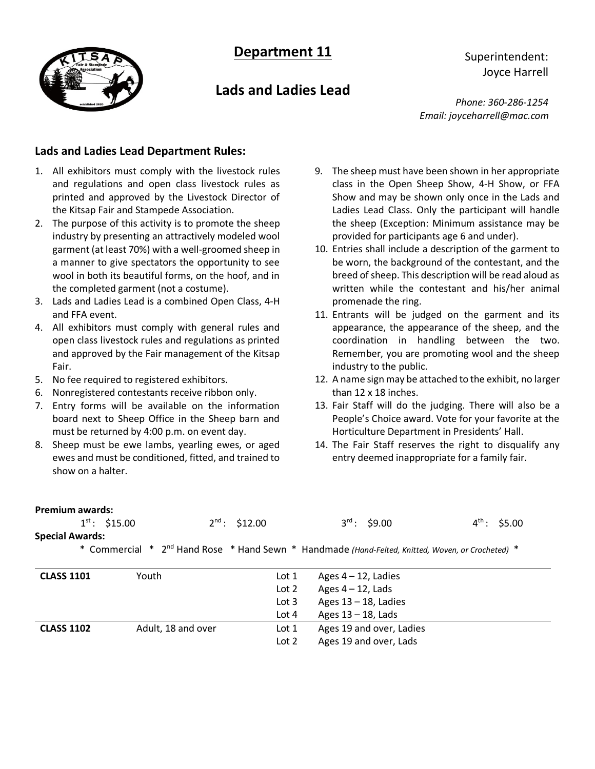# Department 11

## Lads and Ladies Lead

Superintendent:
Joyce Harrell

*Phone: 360-286-1254*
*Email: joyceharrell@mac.com*

### Lads and Ladies Lead Department Rules:

1. All exhibitors must comply with the livestock rules and regulations and open class livestock rules as printed and approved by the Livestock Director of the Kitsap Fair and Stampede Association.
2. The purpose of this activity is to promote the sheep industry by presenting an attractively modeled wool garment (at least 70%) with a well-groomed sheep in a manner to give spectators the opportunity to see wool in both its beautiful forms, on the hoof, and in the completed garment (not a costume).
3. Lads and Ladies Lead is a combined Open Class, 4-H and FFA event.
4. All exhibitors must comply with general rules and open class livestock rules and regulations as printed and approved by the Fair management of the Kitsap Fair.
5. No fee required to registered exhibitors.
6. Nonregistered contestants receive ribbon only.
7. Entry forms will be available on the information board next to Sheep Office in the Sheep barn and must be returned by 4:00 p.m. on event day.
8. Sheep must be ewe lambs, yearling ewes, or aged ewes and must be conditioned, fitted, and trained to show on a halter.
9. The sheep must have been shown in her appropriate class in the Open Sheep Show, 4-H Show, or FFA Show and may be shown only once in the Lads and Ladies Lead Class. Only the participant will handle the sheep (Exception: Minimum assistance may be provided for participants age 6 and under).
10. Entries shall include a description of the garment to be worn, the background of the contestant, and the breed of sheep. This description will be read aloud as written while the contestant and his/her animal promenade the ring.
11. Entrants will be judged on the garment and its appearance, the appearance of the sheep, and the coordination in handling between the two. Remember, you are promoting wool and the sheep industry to the public.
12. A name sign may be attached to the exhibit, no larger than 12 x 18 inches.
13. Fair Staff will do the judging. There will also be a People's Choice award. Vote for your favorite at the Horticulture Department in Presidents' Hall.
14. The Fair Staff reserves the right to disqualify any entry deemed inappropriate for a family fair.

**Premium awards:**

1st: $15.00 2nd: $12.00 3rd: $9.00 4th: $5.00

**Special Awards:**

* Commercial * 2nd Hand Rose * Hand Sewn * Handmade *(Hand-Felted, Knitted, Woven, or Crocheted)* *

| Class | Division | Lot | Description |
|---|---|---|---|
| **CLASS 1101** | Youth | Lot 1 | Ages 4 – 12, Ladies |
| | | Lot 2 | Ages 4 – 12, Lads |
| | | Lot 3 | Ages 13 – 18, Ladies |
| | | Lot 4 | Ages 13 – 18, Lads |
| **CLASS 1102** | Adult, 18 and over | Lot 1 | Ages 19 and over, Ladies |
| | | Lot 2 | Ages 19 and over, Lads |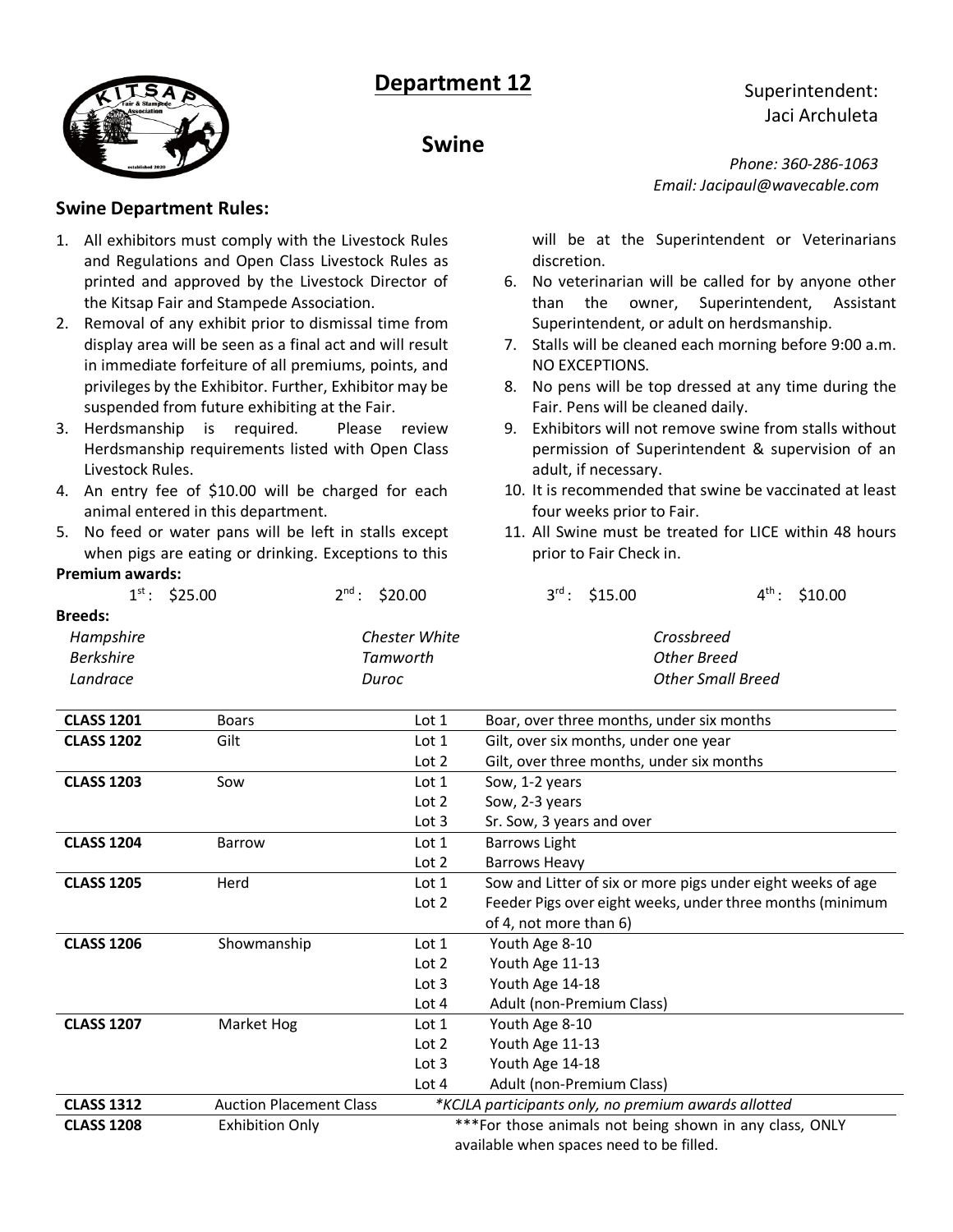# Department 12

## Swine

Superintendent:
Jaci Archuleta

*Phone: 360-286-1063*
*Email: Jacipaul@wavecable.com*

### Swine Department Rules:

1. All exhibitors must comply with the Livestock Rules and Regulations and Open Class Livestock Rules as printed and approved by the Livestock Director of the Kitsap Fair and Stampede Association.
2. Removal of any exhibit prior to dismissal time from display area will be seen as a final act and will result in immediate forfeiture of all premiums, points, and privileges by the Exhibitor. Further, Exhibitor may be suspended from future exhibiting at the Fair.
3. Herdsmanship is required. Please review Herdsmanship requirements listed with Open Class Livestock Rules.
4. An entry fee of $10.00 will be charged for each animal entered in this department.
5. No feed or water pans will be left in stalls except when pigs are eating or drinking. Exceptions to this will be at the Superintendent or Veterinarians discretion.
6. No veterinarian will be called for by anyone other than the owner, Superintendent, Assistant Superintendent, or adult on herdsmanship.
7. Stalls will be cleaned each morning before 9:00 a.m. NO EXCEPTIONS.
8. No pens will be top dressed at any time during the Fair. Pens will be cleaned daily.
9. Exhibitors will not remove swine from stalls without permission of Superintendent & supervision of an adult, if necessary.
10. It is recommended that swine be vaccinated at least four weeks prior to Fair.
11. All Swine must be treated for LICE within 48 hours prior to Fair Check in.

**Premium awards:**

1st: $25.00 2nd: $20.00 3rd: $15.00 4th: $10.00

**Breeds:**

| | | |
|---|---|---|
| *Hampshire* | *Chester White* | *Crossbreed* |
| *Berkshire* | *Tamworth* | *Other Breed* |
| *Landrace* | *Duroc* | *Other Small Breed* |

| | | | |
|---|---|---|---|
| **CLASS 1201** | Boars | Lot 1 | Boar, over three months, under six months |
| **CLASS 1202** | Gilt | Lot 1 | Gilt, over six months, under one year |
| | | Lot 2 | Gilt, over three months, under six months |
| **CLASS 1203** | Sow | Lot 1 | Sow, 1-2 years |
| | | Lot 2 | Sow, 2-3 years |
| | | Lot 3 | Sr. Sow, 3 years and over |
| **CLASS 1204** | Barrow | Lot 1 | Barrows Light |
| | | Lot 2 | Barrows Heavy |
| **CLASS 1205** | Herd | Lot 1 | Sow and Litter of six or more pigs under eight weeks of age |
| | | Lot 2 | Feeder Pigs over eight weeks, under three months (minimum of 4, not more than 6) |
| **CLASS 1206** | Showmanship | Lot 1 | Youth Age 8-10 |
| | | Lot 2 | Youth Age 11-13 |
| | | Lot 3 | Youth Age 14-18 |
| | | Lot 4 | Adult (non-Premium Class) |
| **CLASS 1207** | Market Hog | Lot 1 | Youth Age 8-10 |
| | | Lot 2 | Youth Age 11-13 |
| | | Lot 3 | Youth Age 14-18 |
| | | Lot 4 | Adult (non-Premium Class) |
| **CLASS 1312** | Auction Placement Class | | *\*KCJLA participants only, no premium awards allotted* |
| **CLASS 1208** | Exhibition Only | | \*\*\*For those animals not being shown in any class, ONLY available when spaces need to be filled. |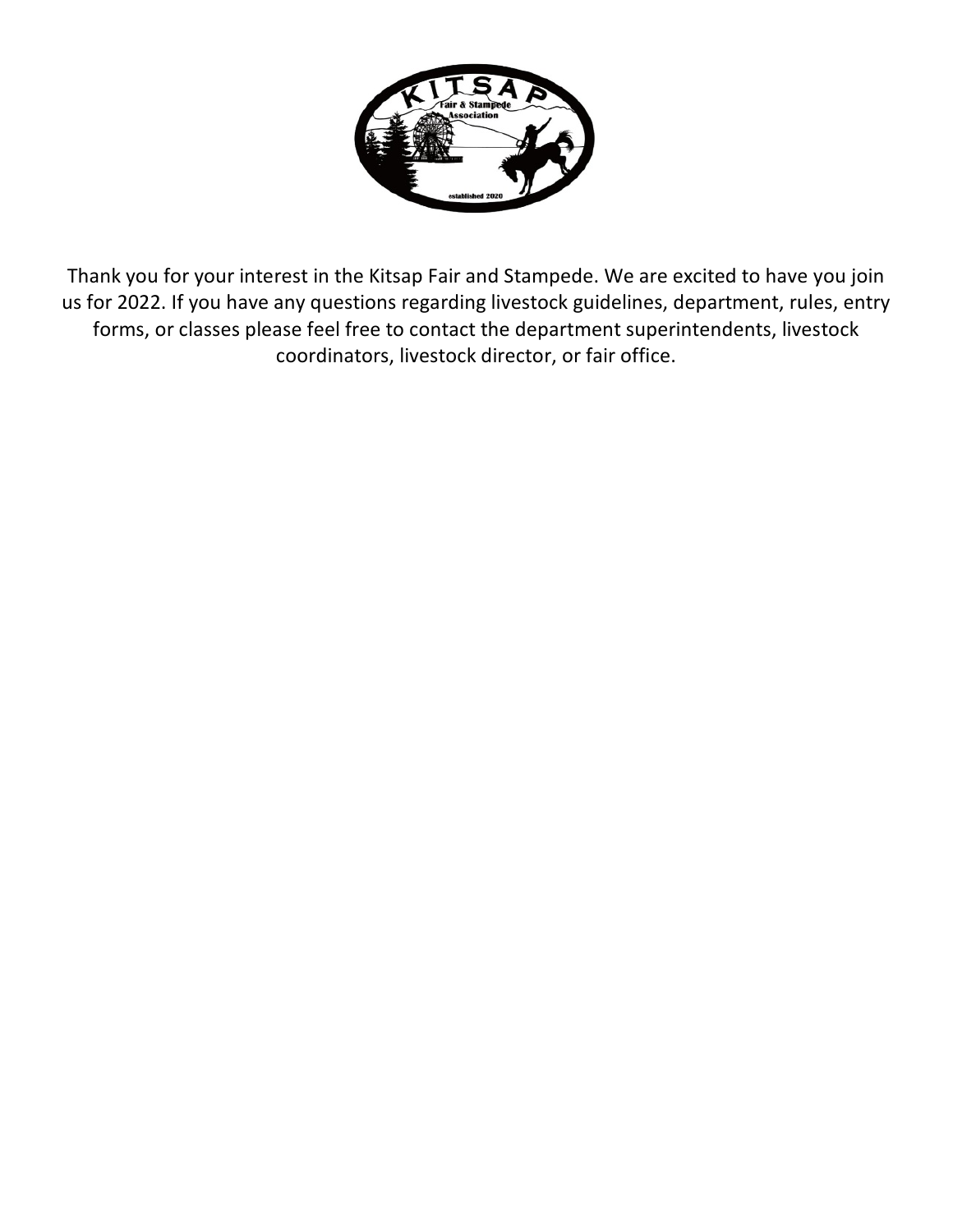Thank you for your interest in the Kitsap Fair and Stampede. We are excited to have you join us for 2022. If you have any questions regarding livestock guidelines, department, rules, entry forms, or classes please feel free to contact the department superintendents, livestock coordinators, livestock director, or fair office.